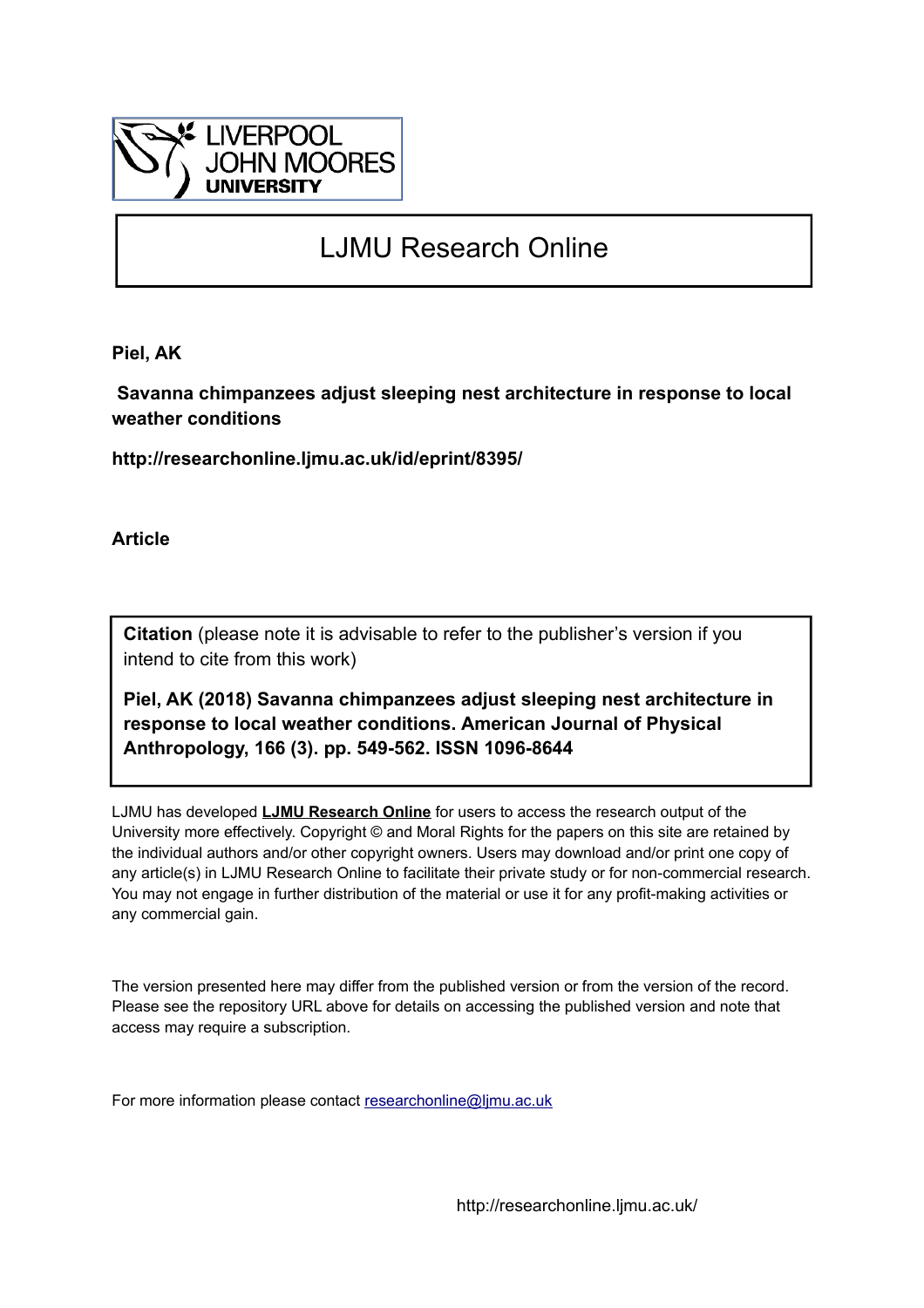LIVERPOOL JOHN MOORES UNIVERSITY

# LJMU Research Online

**Piel, AK**

**Savanna chimpanzees adjust sleeping nest architecture in response to local weather conditions**

**http://researchonline.ljmu.ac.uk/id/eprint/8395/**

**Article**

**Citation** (please note it is advisable to refer to the publisher's version if you intend to cite from this work)

**Piel, AK (2018) Savanna chimpanzees adjust sleeping nest architecture in response to local weather conditions. American Journal of Physical Anthropology, 166 (3). pp. 549-562. ISSN 1096-8644**

LJMU has developed **LJMU Research Online** for users to access the research output of the University more effectively. Copyright © and Moral Rights for the papers on this site are retained by the individual authors and/or other copyright owners. Users may download and/or print one copy of any article(s) in LJMU Research Online to facilitate their private study or for non-commercial research. You may not engage in further distribution of the material or use it for any profit-making activities or any commercial gain.

The version presented here may differ from the published version or from the version of the record. Please see the repository URL above for details on accessing the published version and note that access may require a subscription.

For more information please contact researchonline@ljmu.ac.uk

http://researchonline.ljmu.ac.uk/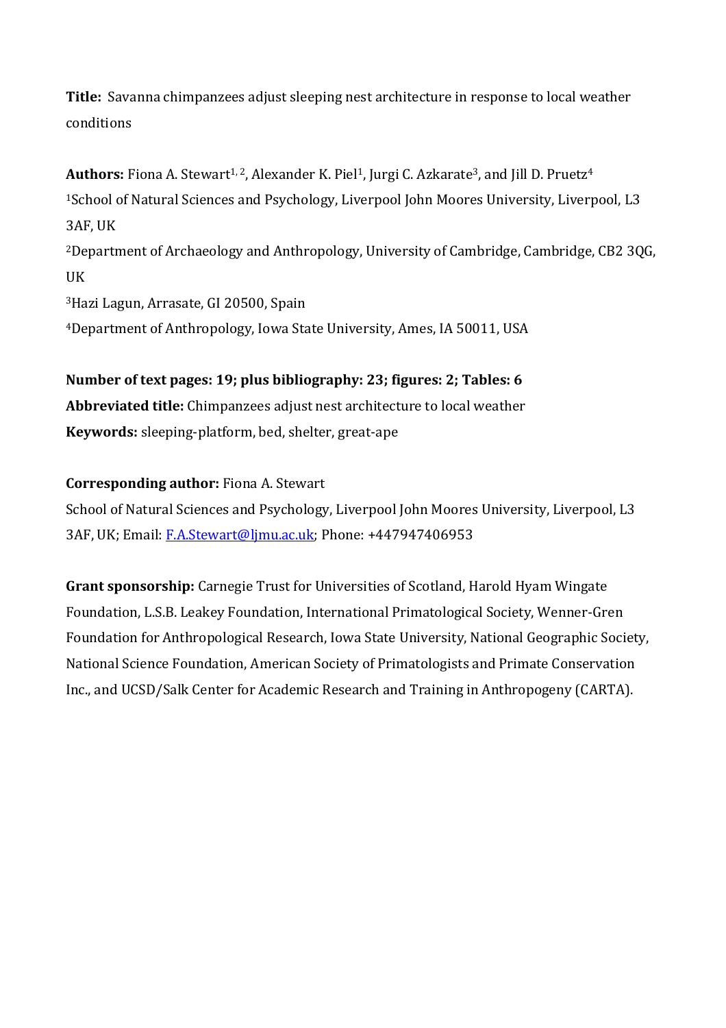**Title:** Savanna chimpanzees adjust sleeping nest architecture in response to local weather conditions

**Authors:** Fiona A. Stewart[1, 2], Alexander K. Piel[1], Jurgi C. Azkarate[3], and Jill D. Pruetz[4]

[1]School of Natural Sciences and Psychology, Liverpool John Moores University, Liverpool, L3 3AF, UK

[2]Department of Archaeology and Anthropology, University of Cambridge, Cambridge, CB2 3QG, UK

[3]Hazi Lagun, Arrasate, GI 20500, Spain

[4]Department of Anthropology, Iowa State University, Ames, IA 50011, USA

**Number of text pages: 19; plus bibliography: 23; figures: 2; Tables: 6**

**Abbreviated title:** Chimpanzees adjust nest architecture to local weather

**Keywords:** sleeping-platform, bed, shelter, great-ape

**Corresponding author:** Fiona A. Stewart

School of Natural Sciences and Psychology, Liverpool John Moores University, Liverpool, L3 3AF, UK; Email: F.A.Stewart@ljmu.ac.uk; Phone: +447947406953

**Grant sponsorship:** Carnegie Trust for Universities of Scotland, Harold Hyam Wingate Foundation, L.S.B. Leakey Foundation, International Primatological Society, Wenner-Gren Foundation for Anthropological Research, Iowa State University, National Geographic Society, National Science Foundation, American Society of Primatologists and Primate Conservation Inc., and UCSD/Salk Center for Academic Research and Training in Anthropogeny (CARTA).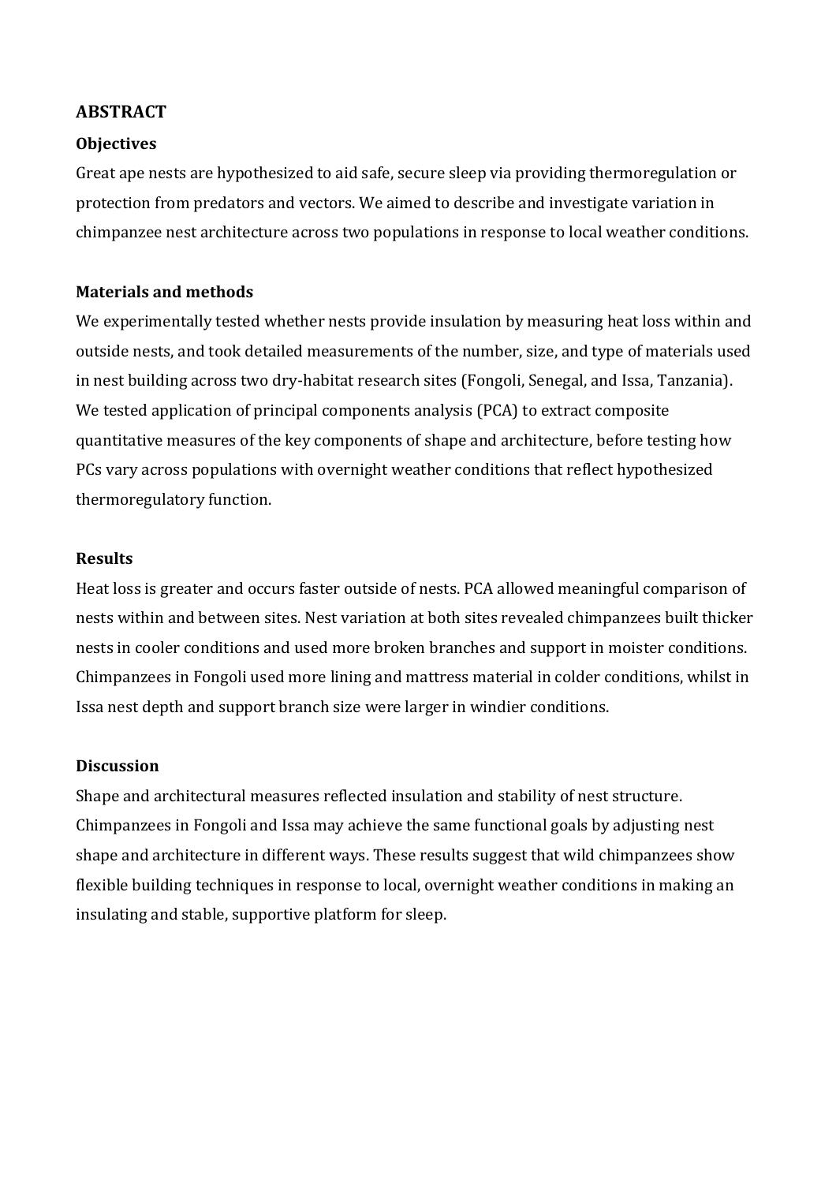## ABSTRACT

### Objectives

Great ape nests are hypothesized to aid safe, secure sleep via providing thermoregulation or protection from predators and vectors. We aimed to describe and investigate variation in chimpanzee nest architecture across two populations in response to local weather conditions.

### Materials and methods

We experimentally tested whether nests provide insulation by measuring heat loss within and outside nests, and took detailed measurements of the number, size, and type of materials used in nest building across two dry-habitat research sites (Fongoli, Senegal, and Issa, Tanzania). We tested application of principal components analysis (PCA) to extract composite quantitative measures of the key components of shape and architecture, before testing how PCs vary across populations with overnight weather conditions that reflect hypothesized thermoregulatory function.

### Results

Heat loss is greater and occurs faster outside of nests. PCA allowed meaningful comparison of nests within and between sites. Nest variation at both sites revealed chimpanzees built thicker nests in cooler conditions and used more broken branches and support in moister conditions. Chimpanzees in Fongoli used more lining and mattress material in colder conditions, whilst in Issa nest depth and support branch size were larger in windier conditions.

### Discussion

Shape and architectural measures reflected insulation and stability of nest structure. Chimpanzees in Fongoli and Issa may achieve the same functional goals by adjusting nest shape and architecture in different ways. These results suggest that wild chimpanzees show flexible building techniques in response to local, overnight weather conditions in making an insulating and stable, supportive platform for sleep.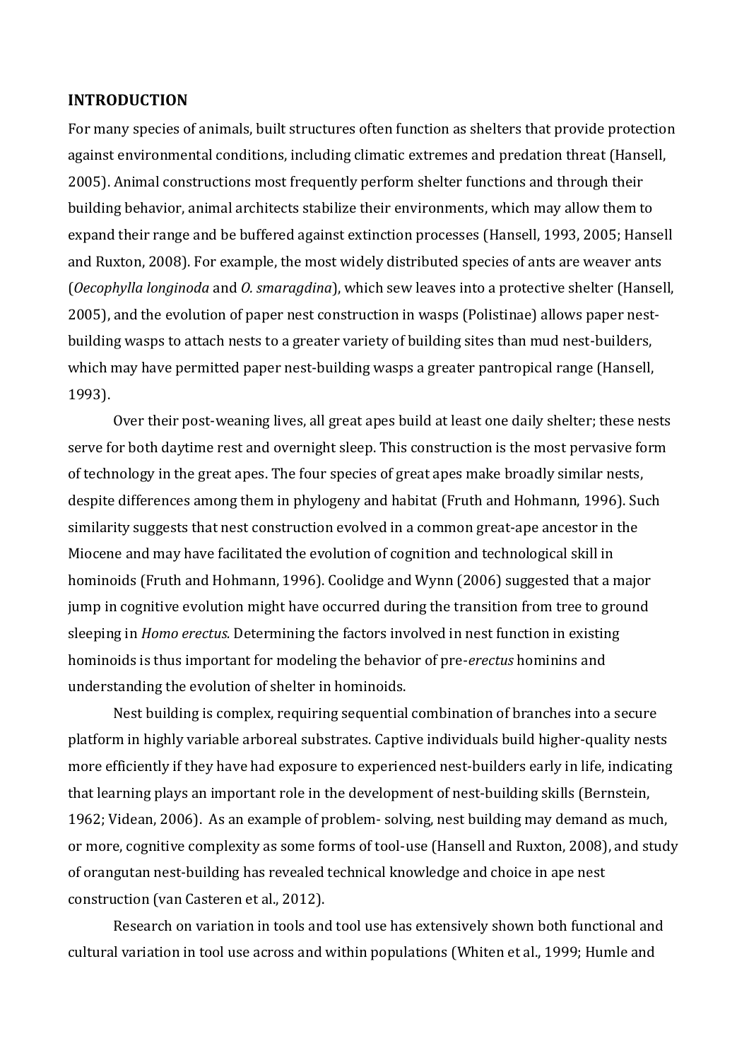## INTRODUCTION

For many species of animals, built structures often function as shelters that provide protection against environmental conditions, including climatic extremes and predation threat (Hansell, 2005). Animal constructions most frequently perform shelter functions and through their building behavior, animal architects stabilize their environments, which may allow them to expand their range and be buffered against extinction processes (Hansell, 1993, 2005; Hansell and Ruxton, 2008). For example, the most widely distributed species of ants are weaver ants (*Oecophylla longinoda* and *O. smaragdina*), which sew leaves into a protective shelter (Hansell, 2005), and the evolution of paper nest construction in wasps (Polistinae) allows paper nest-building wasps to attach nests to a greater variety of building sites than mud nest-builders, which may have permitted paper nest-building wasps a greater pantropical range (Hansell, 1993).

Over their post-weaning lives, all great apes build at least one daily shelter; these nests serve for both daytime rest and overnight sleep. This construction is the most pervasive form of technology in the great apes. The four species of great apes make broadly similar nests, despite differences among them in phylogeny and habitat (Fruth and Hohmann, 1996). Such similarity suggests that nest construction evolved in a common great-ape ancestor in the Miocene and may have facilitated the evolution of cognition and technological skill in hominoids (Fruth and Hohmann, 1996). Coolidge and Wynn (2006) suggested that a major jump in cognitive evolution might have occurred during the transition from tree to ground sleeping in *Homo erectus.* Determining the factors involved in nest function in existing hominoids is thus important for modeling the behavior of pre-*erectus* hominins and understanding the evolution of shelter in hominoids.

Nest building is complex, requiring sequential combination of branches into a secure platform in highly variable arboreal substrates. Captive individuals build higher-quality nests more efficiently if they have had exposure to experienced nest-builders early in life, indicating that learning plays an important role in the development of nest-building skills (Bernstein, 1962; Videan, 2006). As an example of problem- solving, nest building may demand as much, or more, cognitive complexity as some forms of tool-use (Hansell and Ruxton, 2008), and study of orangutan nest-building has revealed technical knowledge and choice in ape nest construction (van Casteren et al., 2012).

Research on variation in tools and tool use has extensively shown both functional and cultural variation in tool use across and within populations (Whiten et al., 1999; Humle and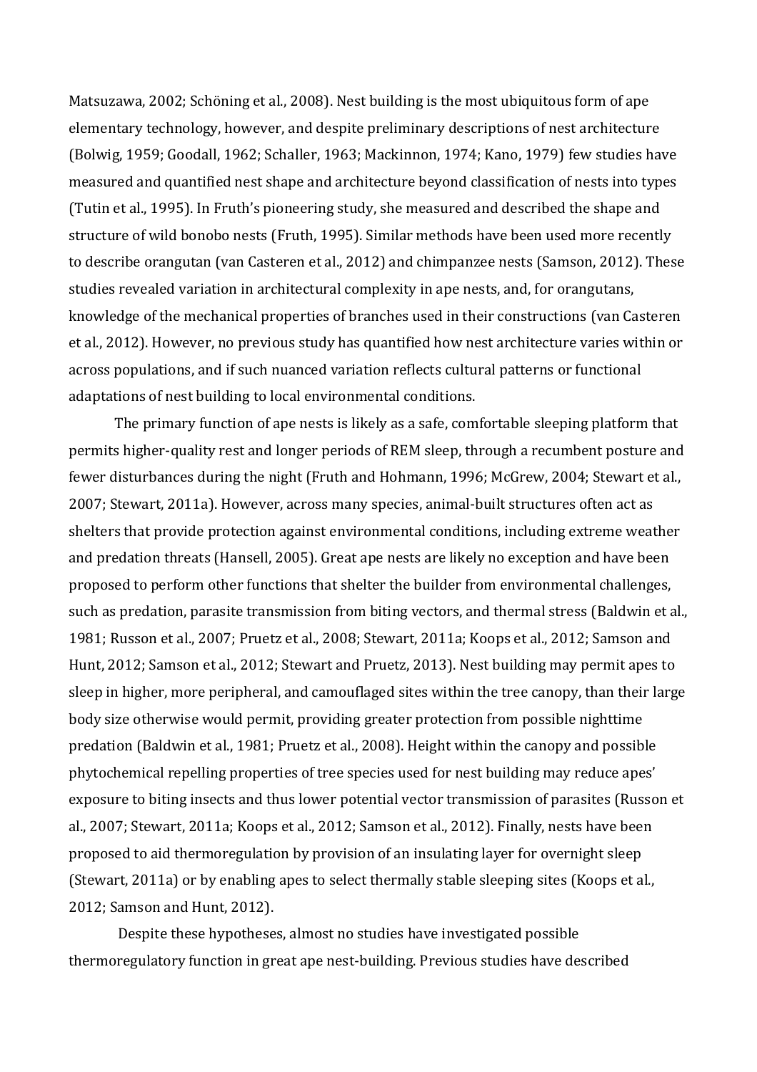Matsuzawa, 2002; Schöning et al., 2008). Nest building is the most ubiquitous form of ape elementary technology, however, and despite preliminary descriptions of nest architecture (Bolwig, 1959; Goodall, 1962; Schaller, 1963; Mackinnon, 1974; Kano, 1979) few studies have measured and quantified nest shape and architecture beyond classification of nests into types (Tutin et al., 1995). In Fruth's pioneering study, she measured and described the shape and structure of wild bonobo nests (Fruth, 1995). Similar methods have been used more recently to describe orangutan (van Casteren et al., 2012) and chimpanzee nests (Samson, 2012). These studies revealed variation in architectural complexity in ape nests, and, for orangutans, knowledge of the mechanical properties of branches used in their constructions (van Casteren et al., 2012). However, no previous study has quantified how nest architecture varies within or across populations, and if such nuanced variation reflects cultural patterns or functional adaptations of nest building to local environmental conditions.

The primary function of ape nests is likely as a safe, comfortable sleeping platform that permits higher-quality rest and longer periods of REM sleep, through a recumbent posture and fewer disturbances during the night (Fruth and Hohmann, 1996; McGrew, 2004; Stewart et al., 2007; Stewart, 2011a). However, across many species, animal-built structures often act as shelters that provide protection against environmental conditions, including extreme weather and predation threats (Hansell, 2005). Great ape nests are likely no exception and have been proposed to perform other functions that shelter the builder from environmental challenges, such as predation, parasite transmission from biting vectors, and thermal stress (Baldwin et al., 1981; Russon et al., 2007; Pruetz et al., 2008; Stewart, 2011a; Koops et al., 2012; Samson and Hunt, 2012; Samson et al., 2012; Stewart and Pruetz, 2013). Nest building may permit apes to sleep in higher, more peripheral, and camouflaged sites within the tree canopy, than their large body size otherwise would permit, providing greater protection from possible nighttime predation (Baldwin et al., 1981; Pruetz et al., 2008). Height within the canopy and possible phytochemical repelling properties of tree species used for nest building may reduce apes' exposure to biting insects and thus lower potential vector transmission of parasites (Russon et al., 2007; Stewart, 2011a; Koops et al., 2012; Samson et al., 2012). Finally, nests have been proposed to aid thermoregulation by provision of an insulating layer for overnight sleep (Stewart, 2011a) or by enabling apes to select thermally stable sleeping sites (Koops et al., 2012; Samson and Hunt, 2012).

Despite these hypotheses, almost no studies have investigated possible thermoregulatory function in great ape nest-building. Previous studies have described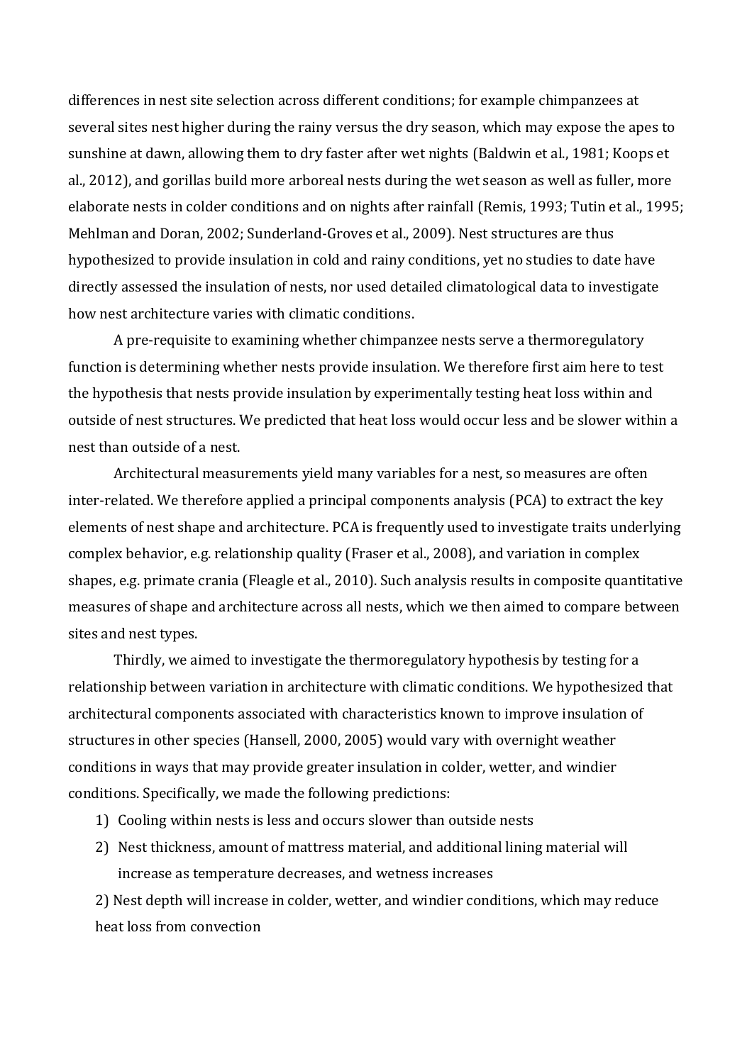differences in nest site selection across different conditions; for example chimpanzees at several sites nest higher during the rainy versus the dry season, which may expose the apes to sunshine at dawn, allowing them to dry faster after wet nights (Baldwin et al., 1981; Koops et al., 2012), and gorillas build more arboreal nests during the wet season as well as fuller, more elaborate nests in colder conditions and on nights after rainfall (Remis, 1993; Tutin et al., 1995; Mehlman and Doran, 2002; Sunderland-Groves et al., 2009). Nest structures are thus hypothesized to provide insulation in cold and rainy conditions, yet no studies to date have directly assessed the insulation of nests, nor used detailed climatological data to investigate how nest architecture varies with climatic conditions.

A pre-requisite to examining whether chimpanzee nests serve a thermoregulatory function is determining whether nests provide insulation. We therefore first aim here to test the hypothesis that nests provide insulation by experimentally testing heat loss within and outside of nest structures. We predicted that heat loss would occur less and be slower within a nest than outside of a nest.

Architectural measurements yield many variables for a nest, so measures are often inter-related. We therefore applied a principal components analysis (PCA) to extract the key elements of nest shape and architecture. PCA is frequently used to investigate traits underlying complex behavior, e.g. relationship quality (Fraser et al., 2008), and variation in complex shapes, e.g. primate crania (Fleagle et al., 2010). Such analysis results in composite quantitative measures of shape and architecture across all nests, which we then aimed to compare between sites and nest types.

Thirdly, we aimed to investigate the thermoregulatory hypothesis by testing for a relationship between variation in architecture with climatic conditions. We hypothesized that architectural components associated with characteristics known to improve insulation of structures in other species (Hansell, 2000, 2005) would vary with overnight weather conditions in ways that may provide greater insulation in colder, wetter, and windier conditions. Specifically, we made the following predictions:

1) Cooling within nests is less and occurs slower than outside nests
2) Nest thickness, amount of mattress material, and additional lining material will increase as temperature decreases, and wetness increases

2) Nest depth will increase in colder, wetter, and windier conditions, which may reduce heat loss from convection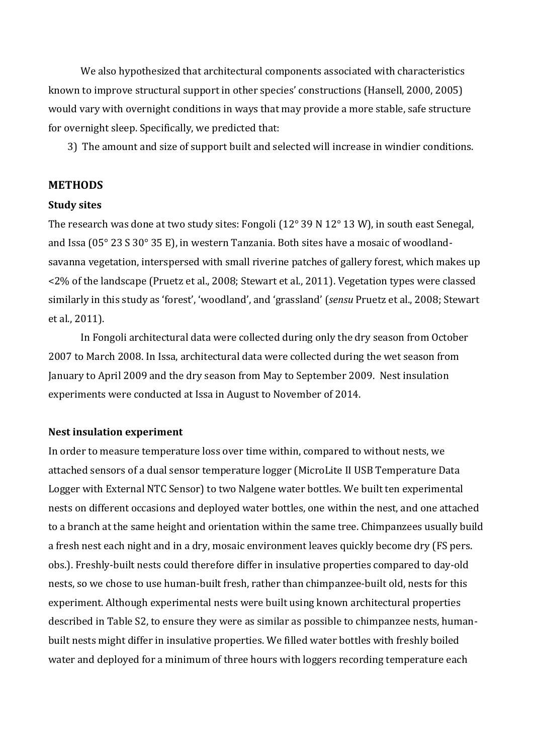We also hypothesized that architectural components associated with characteristics known to improve structural support in other species' constructions (Hansell, 2000, 2005) would vary with overnight conditions in ways that may provide a more stable, safe structure for overnight sleep. Specifically, we predicted that:

3) The amount and size of support built and selected will increase in windier conditions.

## METHODS

### Study sites

The research was done at two study sites: Fongoli (12° 39 N 12° 13 W), in south east Senegal, and Issa (05° 23 S 30° 35 E), in western Tanzania. Both sites have a mosaic of woodland-savanna vegetation, interspersed with small riverine patches of gallery forest, which makes up <2% of the landscape (Pruetz et al., 2008; Stewart et al., 2011). Vegetation types were classed similarly in this study as 'forest', 'woodland', and 'grassland' (*sensu* Pruetz et al., 2008; Stewart et al., 2011).

In Fongoli architectural data were collected during only the dry season from October 2007 to March 2008. In Issa, architectural data were collected during the wet season from January to April 2009 and the dry season from May to September 2009. Nest insulation experiments were conducted at Issa in August to November of 2014.

### Nest insulation experiment

In order to measure temperature loss over time within, compared to without nests, we attached sensors of a dual sensor temperature logger (MicroLite II USB Temperature Data Logger with External NTC Sensor) to two Nalgene water bottles. We built ten experimental nests on different occasions and deployed water bottles, one within the nest, and one attached to a branch at the same height and orientation within the same tree. Chimpanzees usually build a fresh nest each night and in a dry, mosaic environment leaves quickly become dry (FS pers. obs.). Freshly-built nests could therefore differ in insulative properties compared to day-old nests, so we chose to use human-built fresh, rather than chimpanzee-built old, nests for this experiment. Although experimental nests were built using known architectural properties described in Table S2, to ensure they were as similar as possible to chimpanzee nests, human-built nests might differ in insulative properties. We filled water bottles with freshly boiled water and deployed for a minimum of three hours with loggers recording temperature each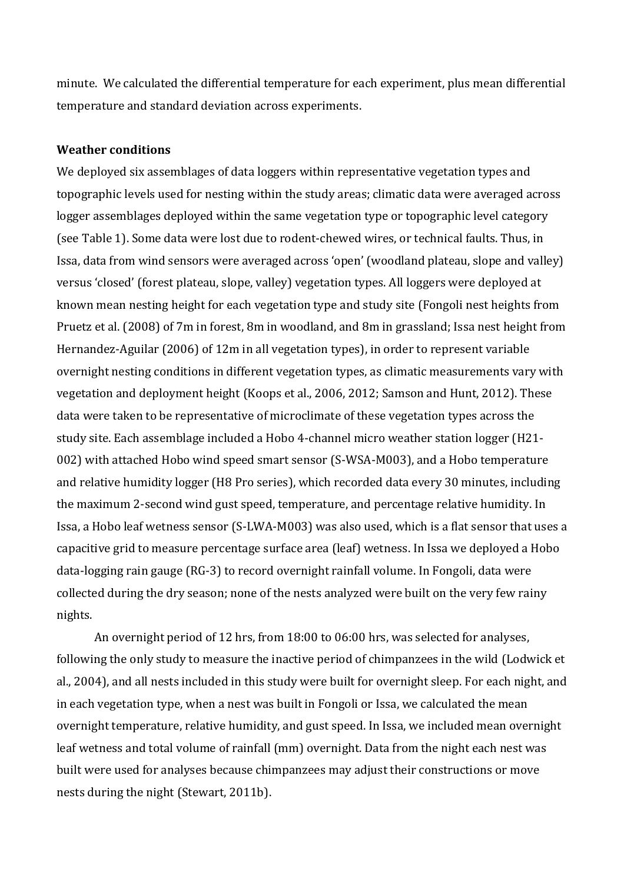minute. We calculated the differential temperature for each experiment, plus mean differential temperature and standard deviation across experiments.

**Weather conditions**

We deployed six assemblages of data loggers within representative vegetation types and topographic levels used for nesting within the study areas; climatic data were averaged across logger assemblages deployed within the same vegetation type or topographic level category (see Table 1). Some data were lost due to rodent-chewed wires, or technical faults. Thus, in Issa, data from wind sensors were averaged across 'open' (woodland plateau, slope and valley) versus 'closed' (forest plateau, slope, valley) vegetation types. All loggers were deployed at known mean nesting height for each vegetation type and study site (Fongoli nest heights from Pruetz et al. (2008) of 7m in forest, 8m in woodland, and 8m in grassland; Issa nest height from Hernandez-Aguilar (2006) of 12m in all vegetation types), in order to represent variable overnight nesting conditions in different vegetation types, as climatic measurements vary with vegetation and deployment height (Koops et al., 2006, 2012; Samson and Hunt, 2012). These data were taken to be representative of microclimate of these vegetation types across the study site. Each assemblage included a Hobo 4-channel micro weather station logger (H21-002) with attached Hobo wind speed smart sensor (S-WSA-M003), and a Hobo temperature and relative humidity logger (H8 Pro series), which recorded data every 30 minutes, including the maximum 2-second wind gust speed, temperature, and percentage relative humidity. In Issa, a Hobo leaf wetness sensor (S-LWA-M003) was also used, which is a flat sensor that uses a capacitive grid to measure percentage surface area (leaf) wetness. In Issa we deployed a Hobo data-logging rain gauge (RG-3) to record overnight rainfall volume. In Fongoli, data were collected during the dry season; none of the nests analyzed were built on the very few rainy nights.

An overnight period of 12 hrs, from 18:00 to 06:00 hrs, was selected for analyses, following the only study to measure the inactive period of chimpanzees in the wild (Lodwick et al., 2004), and all nests included in this study were built for overnight sleep. For each night, and in each vegetation type, when a nest was built in Fongoli or Issa, we calculated the mean overnight temperature, relative humidity, and gust speed. In Issa, we included mean overnight leaf wetness and total volume of rainfall (mm) overnight. Data from the night each nest was built were used for analyses because chimpanzees may adjust their constructions or move nests during the night (Stewart, 2011b).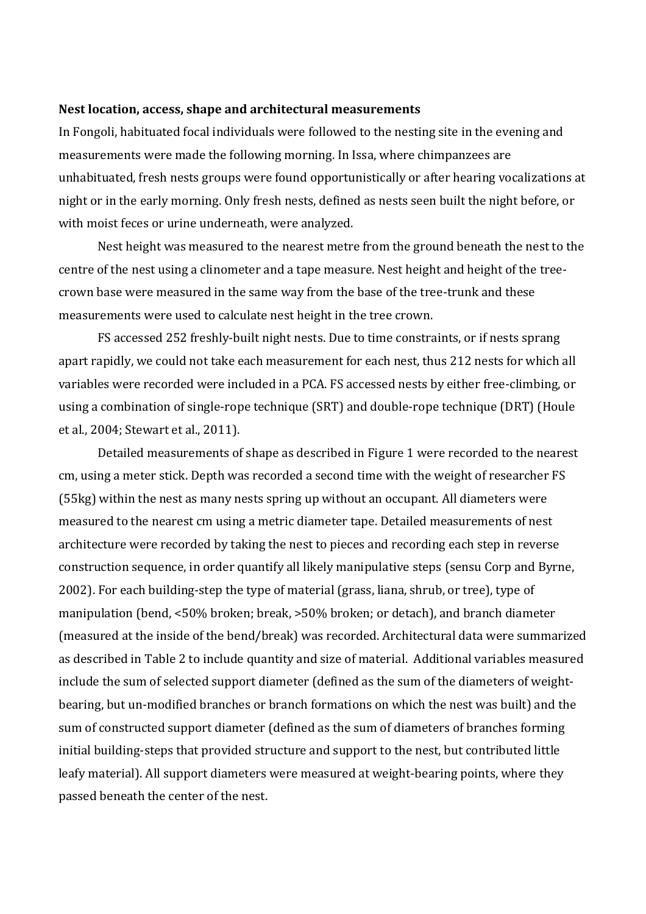**Nest location, access, shape and architectural measurements**

In Fongoli, habituated focal individuals were followed to the nesting site in the evening and measurements were made the following morning. In Issa, where chimpanzees are unhabituated, fresh nests groups were found opportunistically or after hearing vocalizations at night or in the early morning. Only fresh nests, defined as nests seen built the night before, or with moist feces or urine underneath, were analyzed.

Nest height was measured to the nearest metre from the ground beneath the nest to the centre of the nest using a clinometer and a tape measure. Nest height and height of the tree-crown base were measured in the same way from the base of the tree-trunk and these measurements were used to calculate nest height in the tree crown.

FS accessed 252 freshly-built night nests. Due to time constraints, or if nests sprang apart rapidly, we could not take each measurement for each nest, thus 212 nests for which all variables were recorded were included in a PCA. FS accessed nests by either free-climbing, or using a combination of single-rope technique (SRT) and double-rope technique (DRT) (Houle et al., 2004; Stewart et al., 2011).

Detailed measurements of shape as described in Figure 1 were recorded to the nearest cm, using a meter stick. Depth was recorded a second time with the weight of researcher FS (55kg) within the nest as many nests spring up without an occupant. All diameters were measured to the nearest cm using a metric diameter tape. Detailed measurements of nest architecture were recorded by taking the nest to pieces and recording each step in reverse construction sequence, in order quantify all likely manipulative steps (sensu Corp and Byrne, 2002). For each building-step the type of material (grass, liana, shrub, or tree), type of manipulation (bend, <50% broken; break, >50% broken; or detach), and branch diameter (measured at the inside of the bend/break) was recorded. Architectural data were summarized as described in Table 2 to include quantity and size of material. Additional variables measured include the sum of selected support diameter (defined as the sum of the diameters of weight-bearing, but un-modified branches or branch formations on which the nest was built) and the sum of constructed support diameter (defined as the sum of diameters of branches forming initial building-steps that provided structure and support to the nest, but contributed little leafy material). All support diameters were measured at weight-bearing points, where they passed beneath the center of the nest.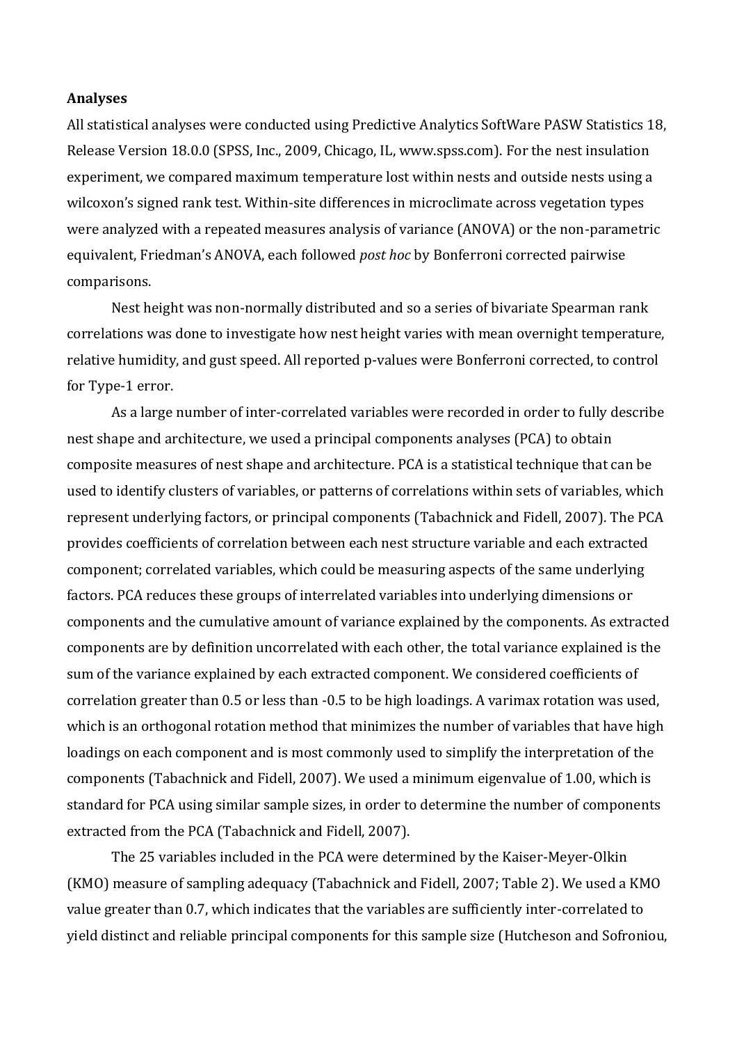**Analyses**

All statistical analyses were conducted using Predictive Analytics SoftWare PASW Statistics 18, Release Version 18.0.0 (SPSS, Inc., 2009, Chicago, IL, www.spss.com). For the nest insulation experiment, we compared maximum temperature lost within nests and outside nests using a wilcoxon's signed rank test. Within-site differences in microclimate across vegetation types were analyzed with a repeated measures analysis of variance (ANOVA) or the non-parametric equivalent, Friedman's ANOVA, each followed *post hoc* by Bonferroni corrected pairwise comparisons.

Nest height was non-normally distributed and so a series of bivariate Spearman rank correlations was done to investigate how nest height varies with mean overnight temperature, relative humidity, and gust speed. All reported p-values were Bonferroni corrected, to control for Type-1 error.

As a large number of inter-correlated variables were recorded in order to fully describe nest shape and architecture, we used a principal components analyses (PCA) to obtain composite measures of nest shape and architecture. PCA is a statistical technique that can be used to identify clusters of variables, or patterns of correlations within sets of variables, which represent underlying factors, or principal components (Tabachnick and Fidell, 2007). The PCA provides coefficients of correlation between each nest structure variable and each extracted component; correlated variables, which could be measuring aspects of the same underlying factors. PCA reduces these groups of interrelated variables into underlying dimensions or components and the cumulative amount of variance explained by the components. As extracted components are by definition uncorrelated with each other, the total variance explained is the sum of the variance explained by each extracted component. We considered coefficients of correlation greater than 0.5 or less than -0.5 to be high loadings. A varimax rotation was used, which is an orthogonal rotation method that minimizes the number of variables that have high loadings on each component and is most commonly used to simplify the interpretation of the components (Tabachnick and Fidell, 2007). We used a minimum eigenvalue of 1.00, which is standard for PCA using similar sample sizes, in order to determine the number of components extracted from the PCA (Tabachnick and Fidell, 2007).

The 25 variables included in the PCA were determined by the Kaiser-Meyer-Olkin (KMO) measure of sampling adequacy (Tabachnick and Fidell, 2007; Table 2). We used a KMO value greater than 0.7, which indicates that the variables are sufficiently inter-correlated to yield distinct and reliable principal components for this sample size (Hutcheson and Sofroniou,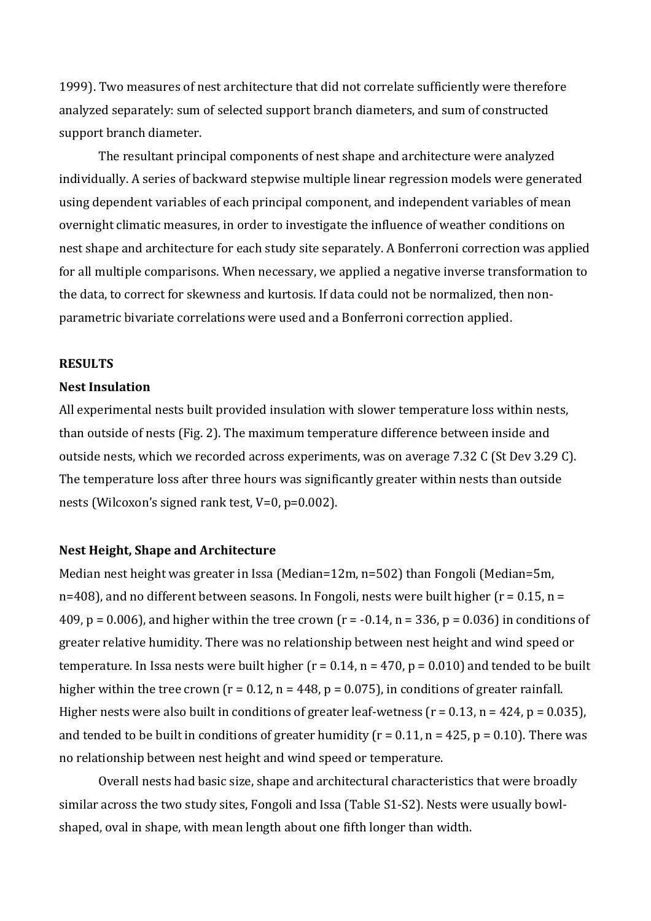1999). Two measures of nest architecture that did not correlate sufficiently were therefore analyzed separately: sum of selected support branch diameters, and sum of constructed support branch diameter.

The resultant principal components of nest shape and architecture were analyzed individually. A series of backward stepwise multiple linear regression models were generated using dependent variables of each principal component, and independent variables of mean overnight climatic measures, in order to investigate the influence of weather conditions on nest shape and architecture for each study site separately. A Bonferroni correction was applied for all multiple comparisons. When necessary, we applied a negative inverse transformation to the data, to correct for skewness and kurtosis. If data could not be normalized, then non-parametric bivariate correlations were used and a Bonferroni correction applied.

## RESULTS

### Nest Insulation

All experimental nests built provided insulation with slower temperature loss within nests, than outside of nests (Fig. 2). The maximum temperature difference between inside and outside nests, which we recorded across experiments, was on average 7.32 C (St Dev 3.29 C). The temperature loss after three hours was significantly greater within nests than outside nests (Wilcoxon's signed rank test, $V=0$, $p=0.002$).

### Nest Height, Shape and Architecture

Median nest height was greater in Issa (Median=12m, n=502) than Fongoli (Median=5m, n=408), and no different between seasons. In Fongoli, nests were built higher ($r = 0.15$, $n = 409$, $p = 0.006$), and higher within the tree crown ($r = -0.14$, $n = 336$, $p = 0.036$) in conditions of greater relative humidity. There was no relationship between nest height and wind speed or temperature. In Issa nests were built higher ($r = 0.14$, $n = 470$, $p = 0.010$) and tended to be built higher within the tree crown ($r = 0.12$, $n = 448$, $p = 0.075$), in conditions of greater rainfall. Higher nests were also built in conditions of greater leaf-wetness ($r = 0.13$, $n = 424$, $p = 0.035$), and tended to be built in conditions of greater humidity ($r = 0.11$, $n = 425$, $p = 0.10$). There was no relationship between nest height and wind speed or temperature.

Overall nests had basic size, shape and architectural characteristics that were broadly similar across the two study sites, Fongoli and Issa (Table S1-S2). Nests were usually bowl-shaped, oval in shape, with mean length about one fifth longer than width.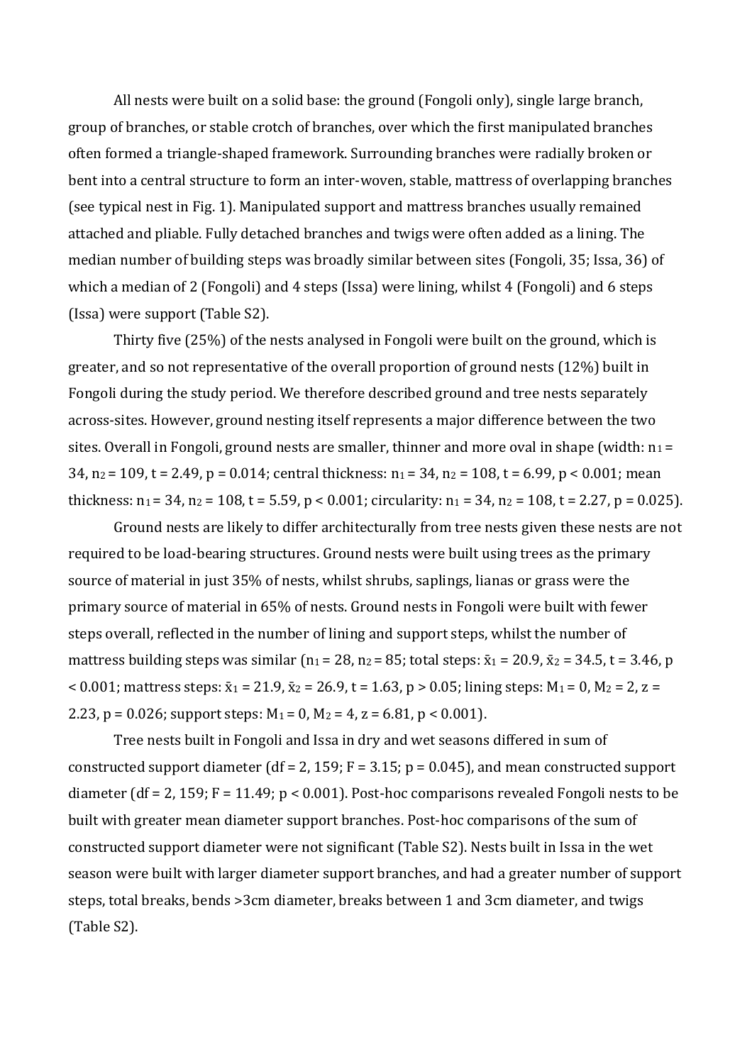All nests were built on a solid base: the ground (Fongoli only), single large branch, group of branches, or stable crotch of branches, over which the first manipulated branches often formed a triangle-shaped framework. Surrounding branches were radially broken or bent into a central structure to form an inter-woven, stable, mattress of overlapping branches (see typical nest in Fig. 1). Manipulated support and mattress branches usually remained attached and pliable. Fully detached branches and twigs were often added as a lining. The median number of building steps was broadly similar between sites (Fongoli, 35; Issa, 36) of which a median of 2 (Fongoli) and 4 steps (Issa) were lining, whilst 4 (Fongoli) and 6 steps (Issa) were support (Table S2).

Thirty five (25%) of the nests analysed in Fongoli were built on the ground, which is greater, and so not representative of the overall proportion of ground nests (12%) built in Fongoli during the study period. We therefore described ground and tree nests separately across-sites. However, ground nesting itself represents a major difference between the two sites. Overall in Fongoli, ground nests are smaller, thinner and more oval in shape (width: $n_1 = 34$, $n_2 = 109$, $t = 2.49$, $p = 0.014$; central thickness: $n_1 = 34$, $n_2 = 108$, $t = 6.99$, $p < 0.001$; mean thickness: $n_1 = 34$, $n_2 = 108$, $t = 5.59$, $p < 0.001$; circularity: $n_1 = 34$, $n_2 = 108$, $t = 2.27$, $p = 0.025$).

Ground nests are likely to differ architecturally from tree nests given these nests are not required to be load-bearing structures. Ground nests were built using trees as the primary source of material in just 35% of nests, whilst shrubs, saplings, lianas or grass were the primary source of material in 65% of nests. Ground nests in Fongoli were built with fewer steps overall, reflected in the number of lining and support steps, whilst the number of mattress building steps was similar ($n_1 = 28$, $n_2 = 85$; total steps: $\bar{x}_1 = 20.9$, $\bar{x}_2 = 34.5$, $t = 3.46$, $p < 0.001$; mattress steps: $\bar{x}_1 = 21.9$, $\bar{x}_2 = 26.9$, $t = 1.63$, $p > 0.05$; lining steps: $M_1 = 0$, $M_2 = 2$, $z = 2.23$, $p = 0.026$; support steps: $M_1 = 0$, $M_2 = 4$, $z = 6.81$, $p < 0.001$).

Tree nests built in Fongoli and Issa in dry and wet seasons differed in sum of constructed support diameter ($df = 2, 159$; $F = 3.15$; $p = 0.045$), and mean constructed support diameter ($df = 2, 159$; $F = 11.49$; $p < 0.001$). Post-hoc comparisons revealed Fongoli nests to be built with greater mean diameter support branches. Post-hoc comparisons of the sum of constructed support diameter were not significant (Table S2). Nests built in Issa in the wet season were built with larger diameter support branches, and had a greater number of support steps, total breaks, bends >3cm diameter, breaks between 1 and 3cm diameter, and twigs (Table S2).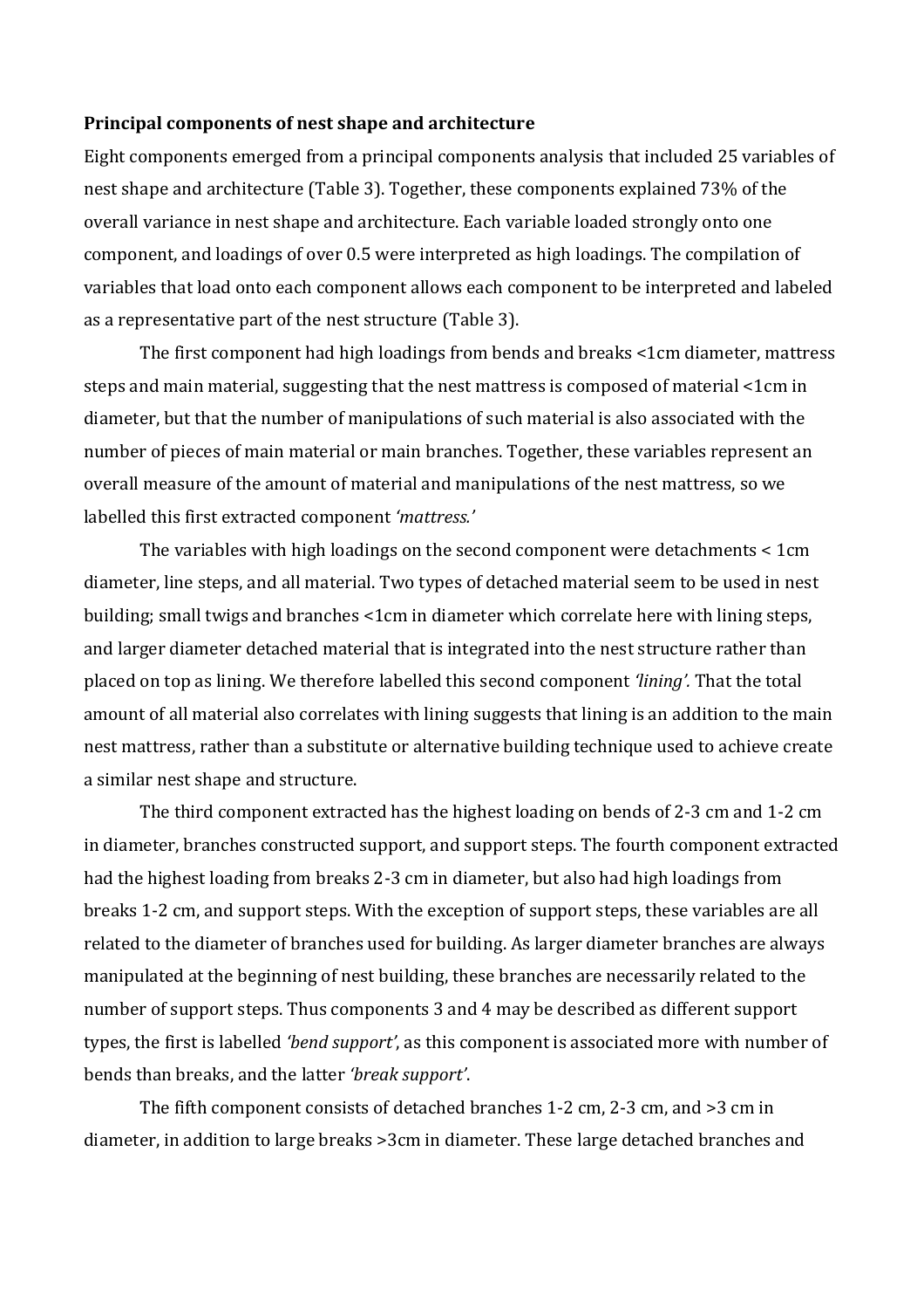**Principal components of nest shape and architecture**

Eight components emerged from a principal components analysis that included 25 variables of nest shape and architecture (Table 3). Together, these components explained 73% of the overall variance in nest shape and architecture. Each variable loaded strongly onto one component, and loadings of over 0.5 were interpreted as high loadings. The compilation of variables that load onto each component allows each component to be interpreted and labeled as a representative part of the nest structure (Table 3).

The first component had high loadings from bends and breaks <1cm diameter, mattress steps and main material, suggesting that the nest mattress is composed of material <1cm in diameter, but that the number of manipulations of such material is also associated with the number of pieces of main material or main branches. Together, these variables represent an overall measure of the amount of material and manipulations of the nest mattress, so we labelled this first extracted component *'mattress.'*

The variables with high loadings on the second component were detachments < 1cm diameter, line steps, and all material. Two types of detached material seem to be used in nest building; small twigs and branches <1cm in diameter which correlate here with lining steps, and larger diameter detached material that is integrated into the nest structure rather than placed on top as lining. We therefore labelled this second component *'lining'.* That the total amount of all material also correlates with lining suggests that lining is an addition to the main nest mattress, rather than a substitute or alternative building technique used to achieve create a similar nest shape and structure.

The third component extracted has the highest loading on bends of 2-3 cm and 1-2 cm in diameter, branches constructed support, and support steps. The fourth component extracted had the highest loading from breaks 2-3 cm in diameter, but also had high loadings from breaks 1-2 cm, and support steps. With the exception of support steps, these variables are all related to the diameter of branches used for building. As larger diameter branches are always manipulated at the beginning of nest building, these branches are necessarily related to the number of support steps. Thus components 3 and 4 may be described as different support types, the first is labelled *'bend support'*, as this component is associated more with number of bends than breaks, and the latter *'break support'*.

The fifth component consists of detached branches 1-2 cm, 2-3 cm, and >3 cm in diameter, in addition to large breaks >3cm in diameter. These large detached branches and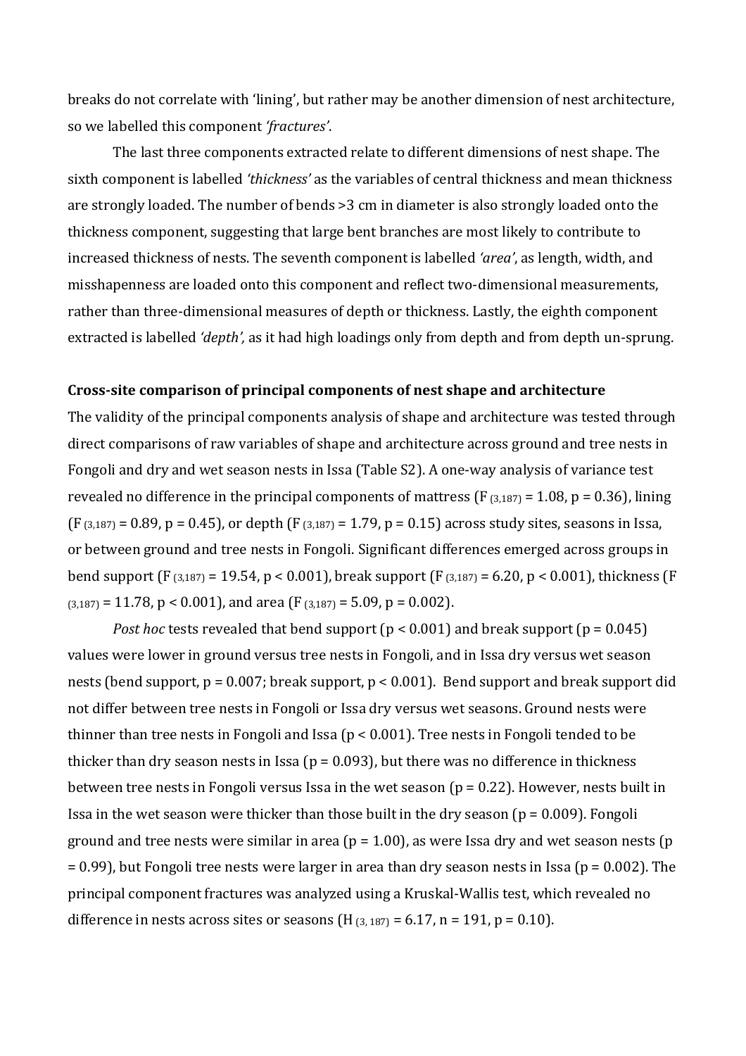breaks do not correlate with 'lining', but rather may be another dimension of nest architecture, so we labelled this component *'fractures'*.

The last three components extracted relate to different dimensions of nest shape. The sixth component is labelled *'thickness'* as the variables of central thickness and mean thickness are strongly loaded. The number of bends >3 cm in diameter is also strongly loaded onto the thickness component, suggesting that large bent branches are most likely to contribute to increased thickness of nests. The seventh component is labelled *'area'*, as length, width, and misshapenness are loaded onto this component and reflect two-dimensional measurements, rather than three-dimensional measures of depth or thickness. Lastly, the eighth component extracted is labelled *'depth',* as it had high loadings only from depth and from depth un-sprung.

**Cross-site comparison of principal components of nest shape and architecture**

The validity of the principal components analysis of shape and architecture was tested through direct comparisons of raw variables of shape and architecture across ground and tree nests in Fongoli and dry and wet season nests in Issa (Table S2). A one-way analysis of variance test revealed no difference in the principal components of mattress ($F_{(3,187)} = 1.08$, $p = 0.36$), lining ($F_{(3,187)} = 0.89$, $p = 0.45$), or depth ($F_{(3,187)} = 1.79$, $p = 0.15$) across study sites, seasons in Issa, or between ground and tree nests in Fongoli. Significant differences emerged across groups in bend support ($F_{(3,187)} = 19.54$, $p < 0.001$), break support ($F_{(3,187)} = 6.20$, $p < 0.001$), thickness ($F_{(3,187)} = 11.78$, $p < 0.001$), and area ($F_{(3,187)} = 5.09$, $p = 0.002$).

*Post hoc* tests revealed that bend support ($p < 0.001$) and break support ($p = 0.045$) values were lower in ground versus tree nests in Fongoli, and in Issa dry versus wet season nests (bend support, $p = 0.007$; break support, $p < 0.001$). Bend support and break support did not differ between tree nests in Fongoli or Issa dry versus wet seasons. Ground nests were thinner than tree nests in Fongoli and Issa ($p < 0.001$). Tree nests in Fongoli tended to be thicker than dry season nests in Issa ($p = 0.093$), but there was no difference in thickness between tree nests in Fongoli versus Issa in the wet season ($p = 0.22$). However, nests built in Issa in the wet season were thicker than those built in the dry season ($p = 0.009$). Fongoli ground and tree nests were similar in area ($p = 1.00$), as were Issa dry and wet season nests ($p = 0.99$), but Fongoli tree nests were larger in area than dry season nests in Issa ($p = 0.002$). The principal component fractures was analyzed using a Kruskal-Wallis test, which revealed no difference in nests across sites or seasons ($H_{(3, 187)} = 6.17$, $n = 191$, $p = 0.10$).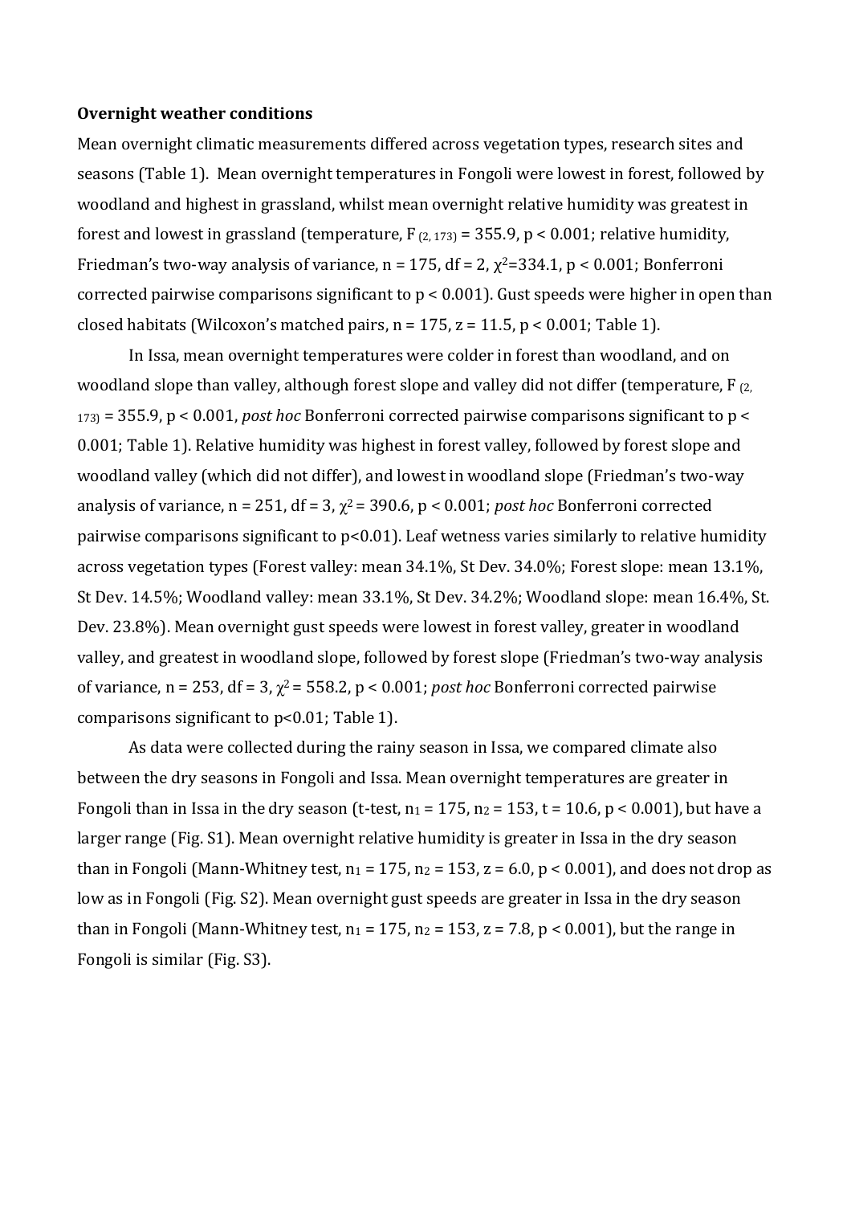**Overnight weather conditions**

Mean overnight climatic measurements differed across vegetation types, research sites and seasons (Table 1). Mean overnight temperatures in Fongoli were lowest in forest, followed by woodland and highest in grassland, whilst mean overnight relative humidity was greatest in forest and lowest in grassland (temperature, $F_{(2, 173)} = 355.9$, $p < 0.001$; relative humidity, Friedman's two-way analysis of variance, n = 175, df = 2, $\chi^2$=334.1, $p < 0.001$; Bonferroni corrected pairwise comparisons significant to $p < 0.001$). Gust speeds were higher in open than closed habitats (Wilcoxon's matched pairs, n = 175, z = 11.5, $p < 0.001$; Table 1).

In Issa, mean overnight temperatures were colder in forest than woodland, and on woodland slope than valley, although forest slope and valley did not differ (temperature, $F_{(2, 173)} = 355.9$, $p < 0.001$, *post hoc* Bonferroni corrected pairwise comparisons significant to $p < 0.001$; Table 1). Relative humidity was highest in forest valley, followed by forest slope and woodland valley (which did not differ), and lowest in woodland slope (Friedman's two-way analysis of variance, n = 251, df = 3, $\chi^2$ = 390.6, $p < 0.001$; *post hoc* Bonferroni corrected pairwise comparisons significant to $p<0.01$). Leaf wetness varies similarly to relative humidity across vegetation types (Forest valley: mean 34.1%, St Dev. 34.0%; Forest slope: mean 13.1%, St Dev. 14.5%; Woodland valley: mean 33.1%, St Dev. 34.2%; Woodland slope: mean 16.4%, St. Dev. 23.8%). Mean overnight gust speeds were lowest in forest valley, greater in woodland valley, and greatest in woodland slope, followed by forest slope (Friedman's two-way analysis of variance, n = 253, df = 3, $\chi^2$ = 558.2, $p < 0.001$; *post hoc* Bonferroni corrected pairwise comparisons significant to $p<0.01$; Table 1).

As data were collected during the rainy season in Issa, we compared climate also between the dry seasons in Fongoli and Issa. Mean overnight temperatures are greater in Fongoli than in Issa in the dry season (t-test, $n_1 = 175$, $n_2 = 153$, t = 10.6, $p < 0.001$), but have a larger range (Fig. S1). Mean overnight relative humidity is greater in Issa in the dry season than in Fongoli (Mann-Whitney test, $n_1 = 175$, $n_2 = 153$, z = 6.0, $p < 0.001$), and does not drop as low as in Fongoli (Fig. S2). Mean overnight gust speeds are greater in Issa in the dry season than in Fongoli (Mann-Whitney test, $n_1 = 175$, $n_2 = 153$, z = 7.8, $p < 0.001$), but the range in Fongoli is similar (Fig. S3).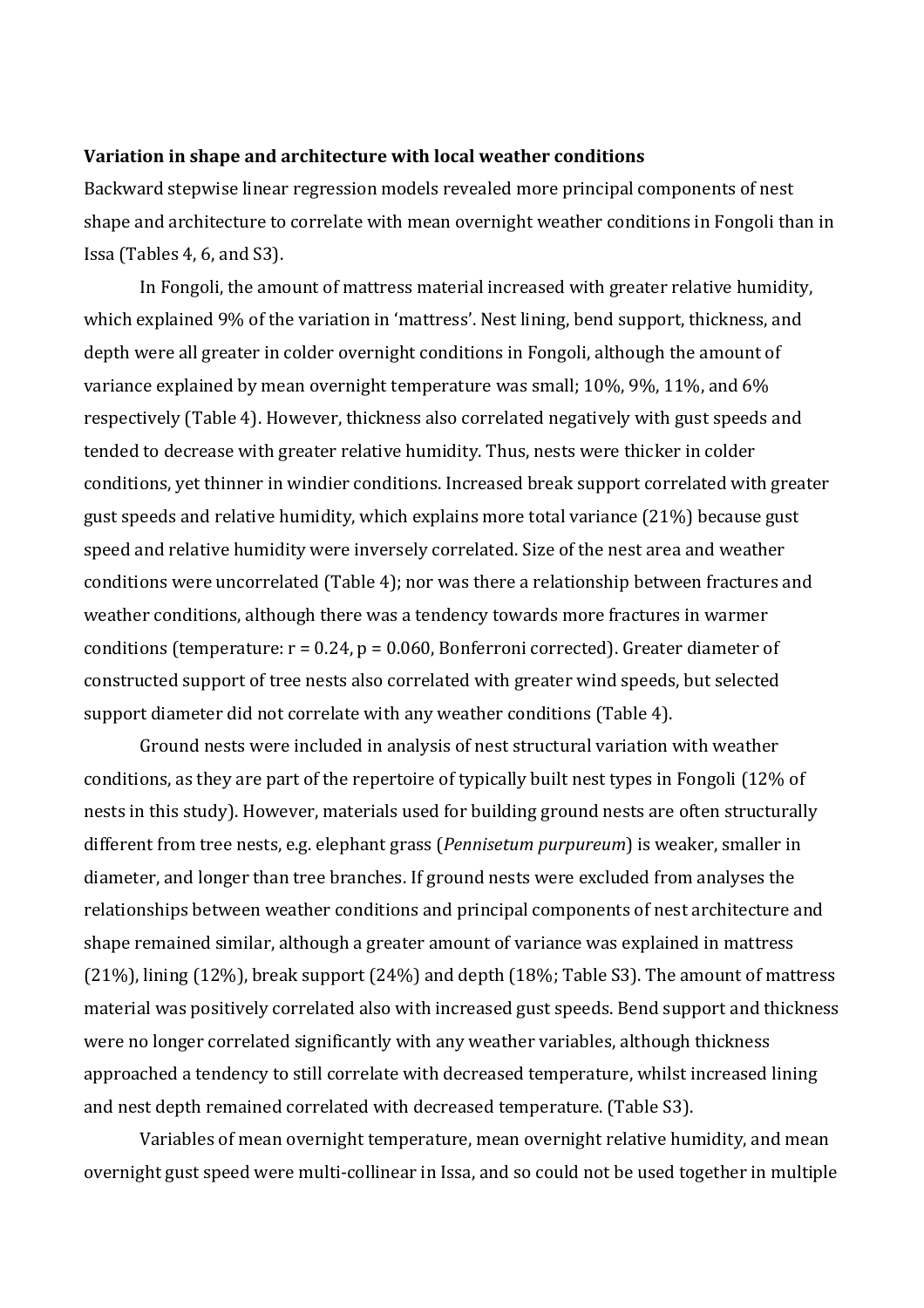**Variation in shape and architecture with local weather conditions**

Backward stepwise linear regression models revealed more principal components of nest shape and architecture to correlate with mean overnight weather conditions in Fongoli than in Issa (Tables 4, 6, and S3).

In Fongoli, the amount of mattress material increased with greater relative humidity, which explained 9% of the variation in 'mattress'. Nest lining, bend support, thickness, and depth were all greater in colder overnight conditions in Fongoli, although the amount of variance explained by mean overnight temperature was small; 10%, 9%, 11%, and 6% respectively (Table 4). However, thickness also correlated negatively with gust speeds and tended to decrease with greater relative humidity. Thus, nests were thicker in colder conditions, yet thinner in windier conditions. Increased break support correlated with greater gust speeds and relative humidity, which explains more total variance (21%) because gust speed and relative humidity were inversely correlated. Size of the nest area and weather conditions were uncorrelated (Table 4); nor was there a relationship between fractures and weather conditions, although there was a tendency towards more fractures in warmer conditions (temperature: $r = 0.24$, $p = 0.060$, Bonferroni corrected). Greater diameter of constructed support of tree nests also correlated with greater wind speeds, but selected support diameter did not correlate with any weather conditions (Table 4).

Ground nests were included in analysis of nest structural variation with weather conditions, as they are part of the repertoire of typically built nest types in Fongoli (12% of nests in this study). However, materials used for building ground nests are often structurally different from tree nests, e.g. elephant grass (*Pennisetum purpureum*) is weaker, smaller in diameter, and longer than tree branches. If ground nests were excluded from analyses the relationships between weather conditions and principal components of nest architecture and shape remained similar, although a greater amount of variance was explained in mattress (21%), lining (12%), break support (24%) and depth (18%; Table S3). The amount of mattress material was positively correlated also with increased gust speeds. Bend support and thickness were no longer correlated significantly with any weather variables, although thickness approached a tendency to still correlate with decreased temperature, whilst increased lining and nest depth remained correlated with decreased temperature. (Table S3).

Variables of mean overnight temperature, mean overnight relative humidity, and mean overnight gust speed were multi-collinear in Issa, and so could not be used together in multiple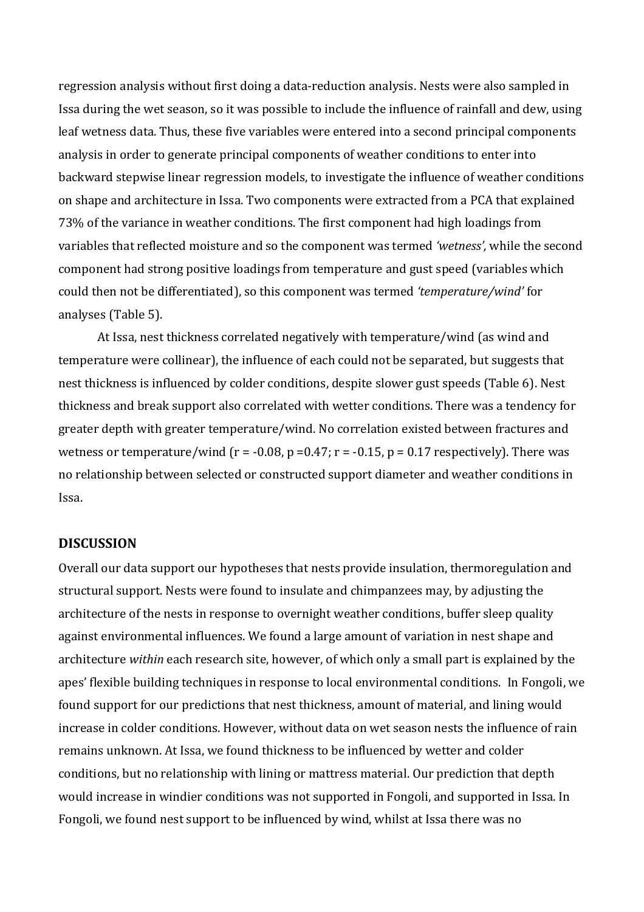regression analysis without first doing a data-reduction analysis. Nests were also sampled in Issa during the wet season, so it was possible to include the influence of rainfall and dew, using leaf wetness data. Thus, these five variables were entered into a second principal components analysis in order to generate principal components of weather conditions to enter into backward stepwise linear regression models, to investigate the influence of weather conditions on shape and architecture in Issa. Two components were extracted from a PCA that explained 73% of the variance in weather conditions. The first component had high loadings from variables that reflected moisture and so the component was termed *'wetness',* while the second component had strong positive loadings from temperature and gust speed (variables which could then not be differentiated), so this component was termed *'temperature/wind'* for analyses (Table 5).

At Issa, nest thickness correlated negatively with temperature/wind (as wind and temperature were collinear), the influence of each could not be separated, but suggests that nest thickness is influenced by colder conditions, despite slower gust speeds (Table 6). Nest thickness and break support also correlated with wetter conditions. There was a tendency for greater depth with greater temperature/wind. No correlation existed between fractures and wetness or temperature/wind ($r = -0.08$, $p = 0.47$; $r = -0.15$, $p = 0.17$ respectively). There was no relationship between selected or constructed support diameter and weather conditions in Issa.

## DISCUSSION

Overall our data support our hypotheses that nests provide insulation, thermoregulation and structural support. Nests were found to insulate and chimpanzees may, by adjusting the architecture of the nests in response to overnight weather conditions, buffer sleep quality against environmental influences. We found a large amount of variation in nest shape and architecture *within* each research site, however, of which only a small part is explained by the apes' flexible building techniques in response to local environmental conditions. In Fongoli, we found support for our predictions that nest thickness, amount of material, and lining would increase in colder conditions. However, without data on wet season nests the influence of rain remains unknown. At Issa, we found thickness to be influenced by wetter and colder conditions, but no relationship with lining or mattress material. Our prediction that depth would increase in windier conditions was not supported in Fongoli, and supported in Issa. In Fongoli, we found nest support to be influenced by wind, whilst at Issa there was no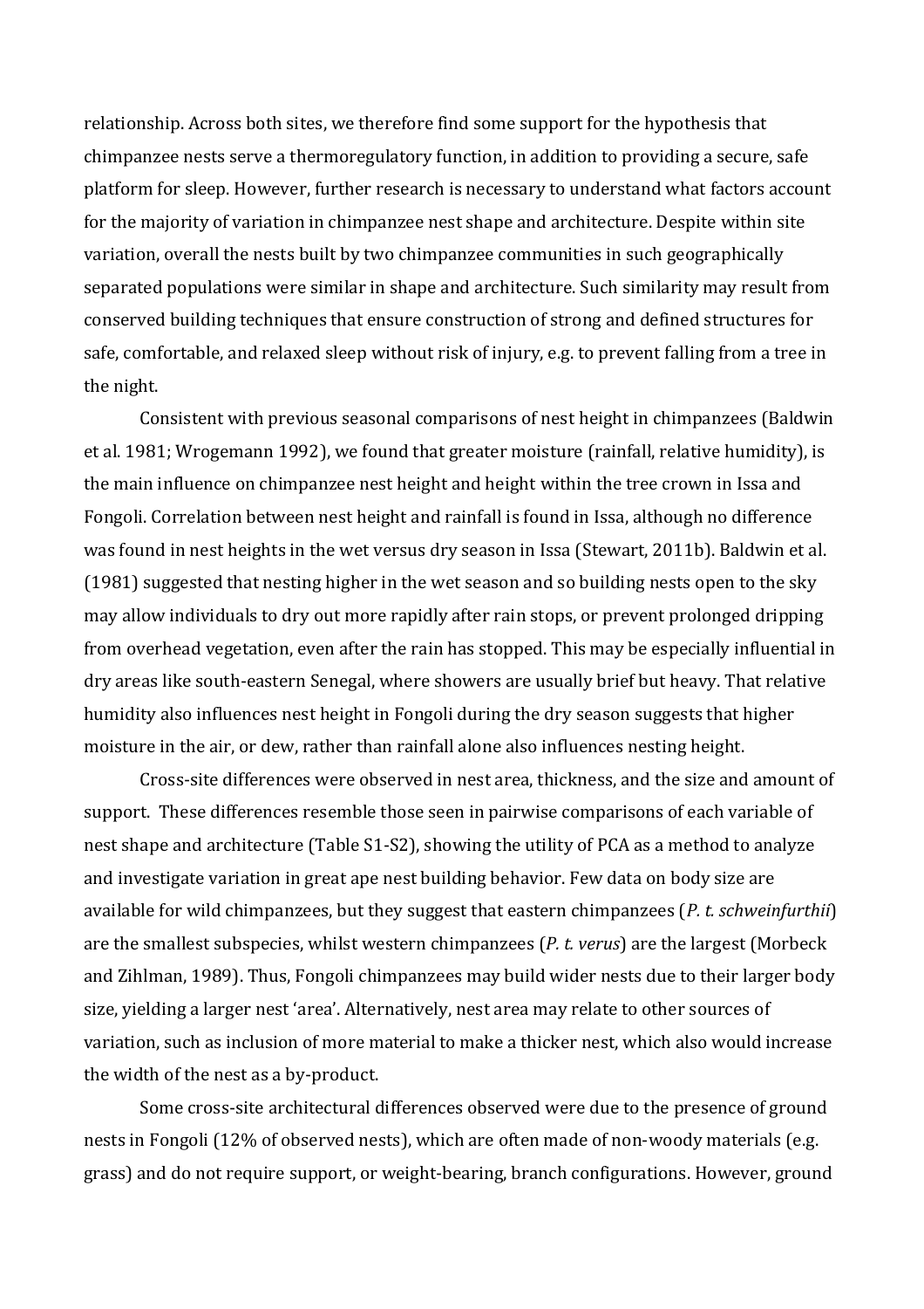relationship. Across both sites, we therefore find some support for the hypothesis that chimpanzee nests serve a thermoregulatory function, in addition to providing a secure, safe platform for sleep. However, further research is necessary to understand what factors account for the majority of variation in chimpanzee nest shape and architecture. Despite within site variation, overall the nests built by two chimpanzee communities in such geographically separated populations were similar in shape and architecture. Such similarity may result from conserved building techniques that ensure construction of strong and defined structures for safe, comfortable, and relaxed sleep without risk of injury, e.g. to prevent falling from a tree in the night.

Consistent with previous seasonal comparisons of nest height in chimpanzees (Baldwin et al. 1981; Wrogemann 1992), we found that greater moisture (rainfall, relative humidity), is the main influence on chimpanzee nest height and height within the tree crown in Issa and Fongoli. Correlation between nest height and rainfall is found in Issa, although no difference was found in nest heights in the wet versus dry season in Issa (Stewart, 2011b). Baldwin et al. (1981) suggested that nesting higher in the wet season and so building nests open to the sky may allow individuals to dry out more rapidly after rain stops, or prevent prolonged dripping from overhead vegetation, even after the rain has stopped. This may be especially influential in dry areas like south-eastern Senegal, where showers are usually brief but heavy. That relative humidity also influences nest height in Fongoli during the dry season suggests that higher moisture in the air, or dew, rather than rainfall alone also influences nesting height.

Cross-site differences were observed in nest area, thickness, and the size and amount of support. These differences resemble those seen in pairwise comparisons of each variable of nest shape and architecture (Table S1-S2), showing the utility of PCA as a method to analyze and investigate variation in great ape nest building behavior. Few data on body size are available for wild chimpanzees, but they suggest that eastern chimpanzees (*P. t. schweinfurthii*) are the smallest subspecies, whilst western chimpanzees (*P. t. verus*) are the largest (Morbeck and Zihlman, 1989). Thus, Fongoli chimpanzees may build wider nests due to their larger body size, yielding a larger nest 'area'. Alternatively, nest area may relate to other sources of variation, such as inclusion of more material to make a thicker nest, which also would increase the width of the nest as a by-product.

Some cross-site architectural differences observed were due to the presence of ground nests in Fongoli (12% of observed nests), which are often made of non-woody materials (e.g. grass) and do not require support, or weight-bearing, branch configurations. However, ground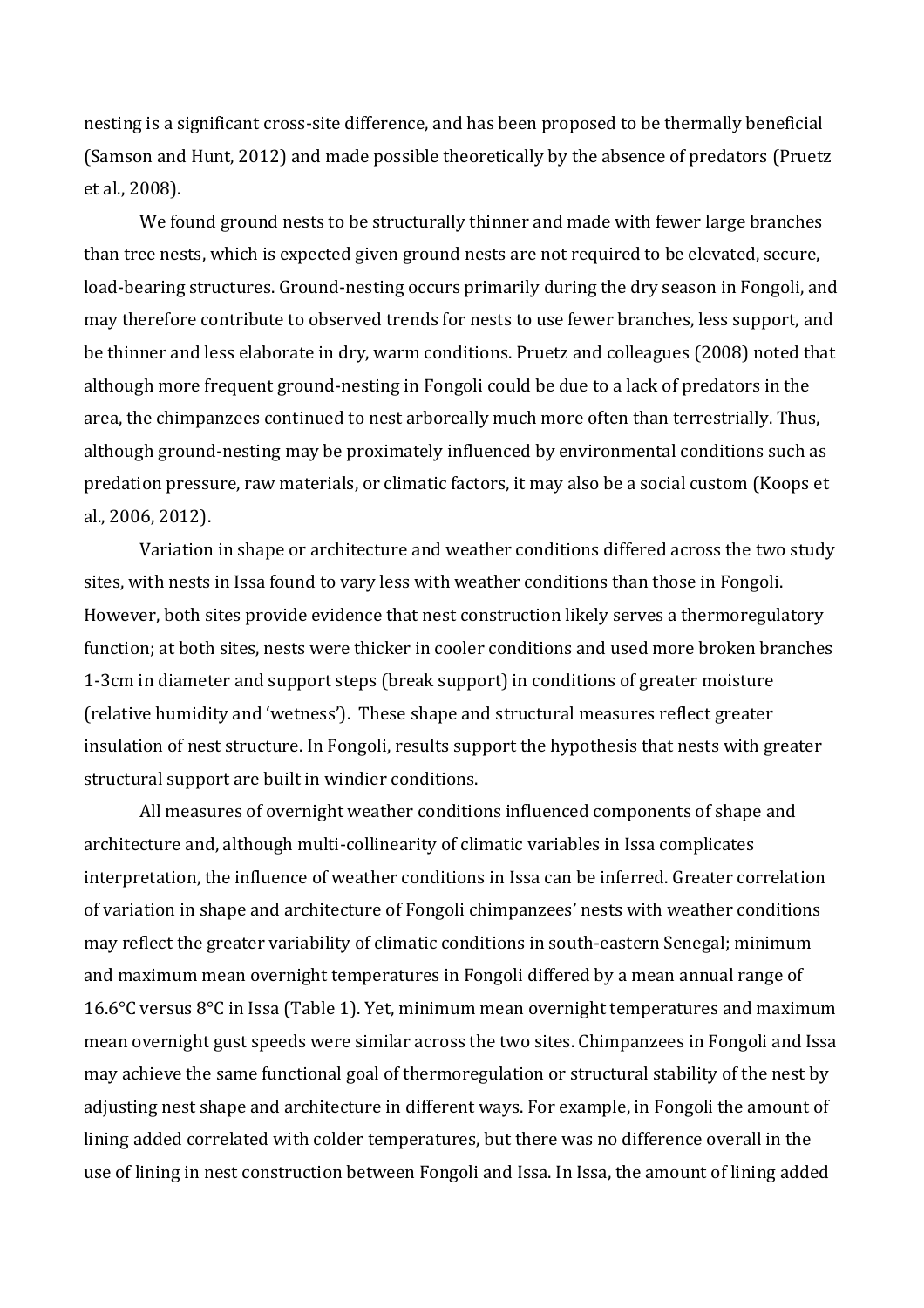nesting is a significant cross-site difference, and has been proposed to be thermally beneficial (Samson and Hunt, 2012) and made possible theoretically by the absence of predators (Pruetz et al., 2008).

We found ground nests to be structurally thinner and made with fewer large branches than tree nests, which is expected given ground nests are not required to be elevated, secure, load-bearing structures. Ground-nesting occurs primarily during the dry season in Fongoli, and may therefore contribute to observed trends for nests to use fewer branches, less support, and be thinner and less elaborate in dry, warm conditions. Pruetz and colleagues (2008) noted that although more frequent ground-nesting in Fongoli could be due to a lack of predators in the area, the chimpanzees continued to nest arboreally much more often than terrestrially. Thus, although ground-nesting may be proximately influenced by environmental conditions such as predation pressure, raw materials, or climatic factors, it may also be a social custom (Koops et al., 2006, 2012).

Variation in shape or architecture and weather conditions differed across the two study sites, with nests in Issa found to vary less with weather conditions than those in Fongoli. However, both sites provide evidence that nest construction likely serves a thermoregulatory function; at both sites, nests were thicker in cooler conditions and used more broken branches 1-3cm in diameter and support steps (break support) in conditions of greater moisture (relative humidity and 'wetness'). These shape and structural measures reflect greater insulation of nest structure. In Fongoli, results support the hypothesis that nests with greater structural support are built in windier conditions.

All measures of overnight weather conditions influenced components of shape and architecture and, although multi-collinearity of climatic variables in Issa complicates interpretation, the influence of weather conditions in Issa can be inferred. Greater correlation of variation in shape and architecture of Fongoli chimpanzees' nests with weather conditions may reflect the greater variability of climatic conditions in south-eastern Senegal; minimum and maximum mean overnight temperatures in Fongoli differed by a mean annual range of 16.6°C versus 8°C in Issa (Table 1). Yet, minimum mean overnight temperatures and maximum mean overnight gust speeds were similar across the two sites. Chimpanzees in Fongoli and Issa may achieve the same functional goal of thermoregulation or structural stability of the nest by adjusting nest shape and architecture in different ways. For example, in Fongoli the amount of lining added correlated with colder temperatures, but there was no difference overall in the use of lining in nest construction between Fongoli and Issa. In Issa, the amount of lining added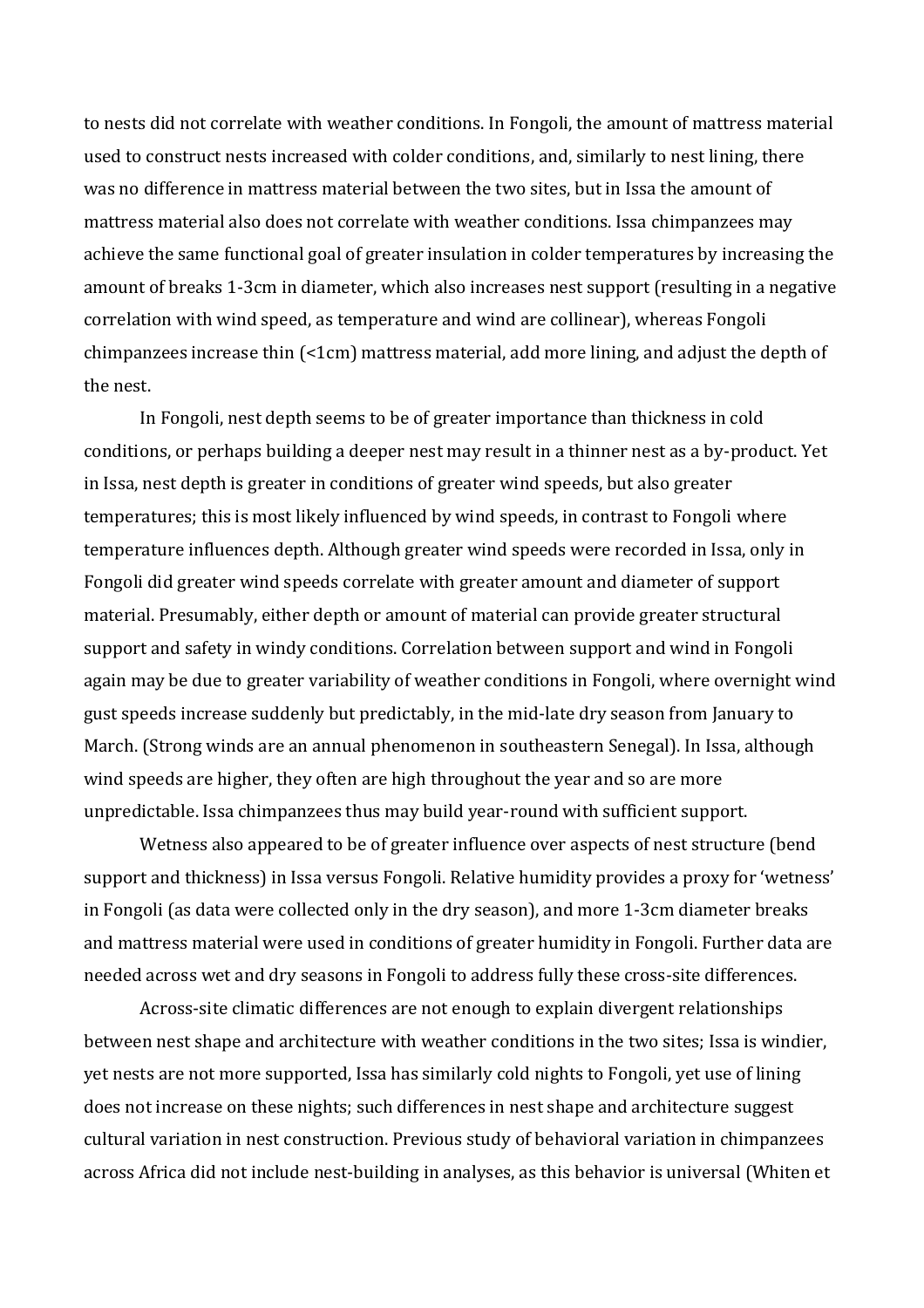to nests did not correlate with weather conditions. In Fongoli, the amount of mattress material used to construct nests increased with colder conditions, and, similarly to nest lining, there was no difference in mattress material between the two sites, but in Issa the amount of mattress material also does not correlate with weather conditions. Issa chimpanzees may achieve the same functional goal of greater insulation in colder temperatures by increasing the amount of breaks 1-3cm in diameter, which also increases nest support (resulting in a negative correlation with wind speed, as temperature and wind are collinear), whereas Fongoli chimpanzees increase thin (<1cm) mattress material, add more lining, and adjust the depth of the nest.

In Fongoli, nest depth seems to be of greater importance than thickness in cold conditions, or perhaps building a deeper nest may result in a thinner nest as a by-product. Yet in Issa, nest depth is greater in conditions of greater wind speeds, but also greater temperatures; this is most likely influenced by wind speeds, in contrast to Fongoli where temperature influences depth. Although greater wind speeds were recorded in Issa, only in Fongoli did greater wind speeds correlate with greater amount and diameter of support material. Presumably, either depth or amount of material can provide greater structural support and safety in windy conditions. Correlation between support and wind in Fongoli again may be due to greater variability of weather conditions in Fongoli, where overnight wind gust speeds increase suddenly but predictably, in the mid-late dry season from January to March. (Strong winds are an annual phenomenon in southeastern Senegal). In Issa, although wind speeds are higher, they often are high throughout the year and so are more unpredictable. Issa chimpanzees thus may build year-round with sufficient support.

Wetness also appeared to be of greater influence over aspects of nest structure (bend support and thickness) in Issa versus Fongoli. Relative humidity provides a proxy for 'wetness' in Fongoli (as data were collected only in the dry season), and more 1-3cm diameter breaks and mattress material were used in conditions of greater humidity in Fongoli. Further data are needed across wet and dry seasons in Fongoli to address fully these cross-site differences.

Across-site climatic differences are not enough to explain divergent relationships between nest shape and architecture with weather conditions in the two sites; Issa is windier, yet nests are not more supported, Issa has similarly cold nights to Fongoli, yet use of lining does not increase on these nights; such differences in nest shape and architecture suggest cultural variation in nest construction. Previous study of behavioral variation in chimpanzees across Africa did not include nest-building in analyses, as this behavior is universal (Whiten et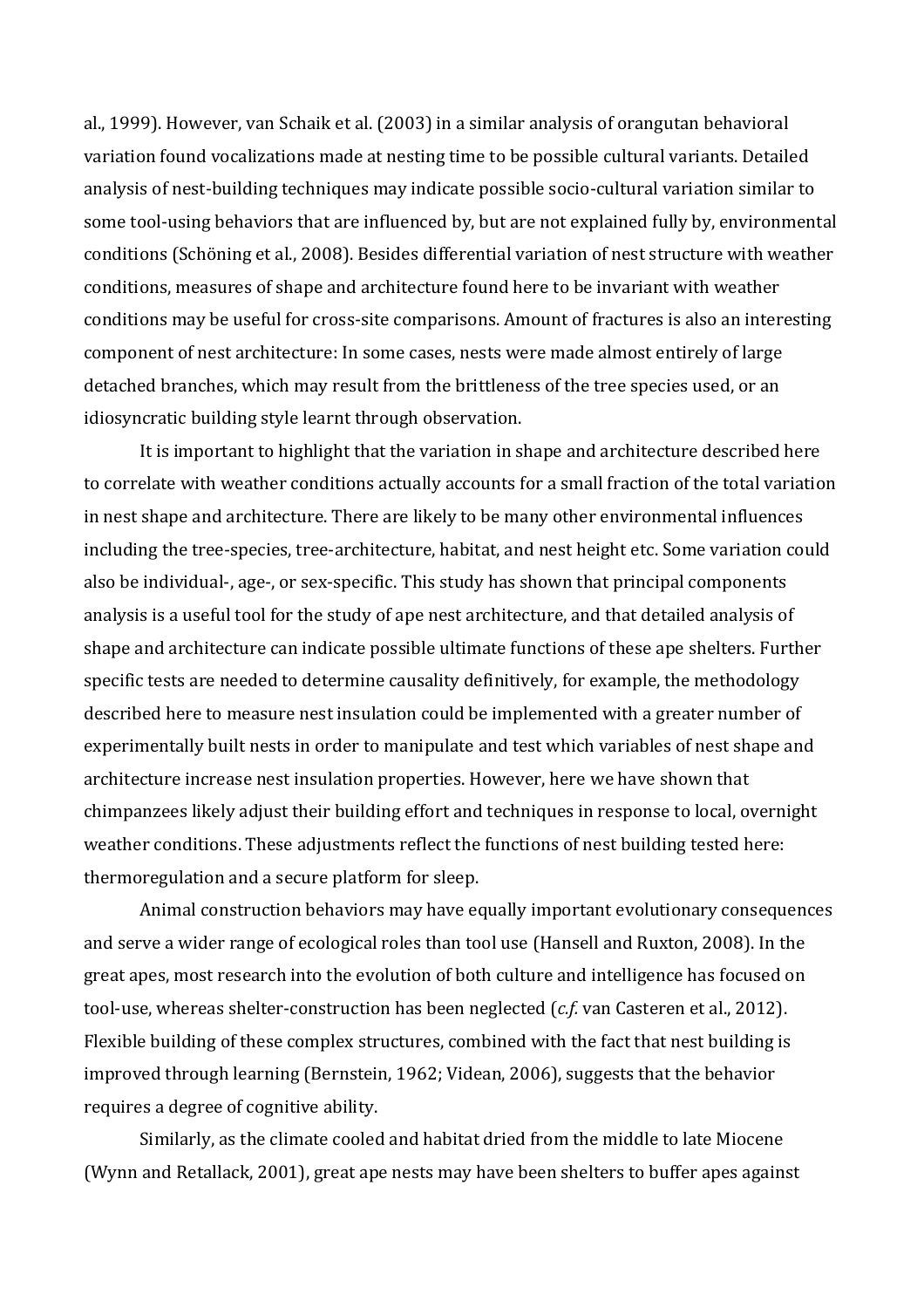al., 1999). However, van Schaik et al. (2003) in a similar analysis of orangutan behavioral variation found vocalizations made at nesting time to be possible cultural variants. Detailed analysis of nest-building techniques may indicate possible socio-cultural variation similar to some tool-using behaviors that are influenced by, but are not explained fully by, environmental conditions (Schöning et al., 2008). Besides differential variation of nest structure with weather conditions, measures of shape and architecture found here to be invariant with weather conditions may be useful for cross-site comparisons. Amount of fractures is also an interesting component of nest architecture: In some cases, nests were made almost entirely of large detached branches, which may result from the brittleness of the tree species used, or an idiosyncratic building style learnt through observation.

It is important to highlight that the variation in shape and architecture described here to correlate with weather conditions actually accounts for a small fraction of the total variation in nest shape and architecture. There are likely to be many other environmental influences including the tree-species, tree-architecture, habitat, and nest height etc. Some variation could also be individual-, age-, or sex-specific. This study has shown that principal components analysis is a useful tool for the study of ape nest architecture, and that detailed analysis of shape and architecture can indicate possible ultimate functions of these ape shelters. Further specific tests are needed to determine causality definitively, for example, the methodology described here to measure nest insulation could be implemented with a greater number of experimentally built nests in order to manipulate and test which variables of nest shape and architecture increase nest insulation properties. However, here we have shown that chimpanzees likely adjust their building effort and techniques in response to local, overnight weather conditions. These adjustments reflect the functions of nest building tested here: thermoregulation and a secure platform for sleep.

Animal construction behaviors may have equally important evolutionary consequences and serve a wider range of ecological roles than tool use (Hansell and Ruxton, 2008). In the great apes, most research into the evolution of both culture and intelligence has focused on tool-use, whereas shelter-construction has been neglected (*c.f.* van Casteren et al., 2012). Flexible building of these complex structures, combined with the fact that nest building is improved through learning (Bernstein, 1962; Videan, 2006), suggests that the behavior requires a degree of cognitive ability.

Similarly, as the climate cooled and habitat dried from the middle to late Miocene (Wynn and Retallack, 2001), great ape nests may have been shelters to buffer apes against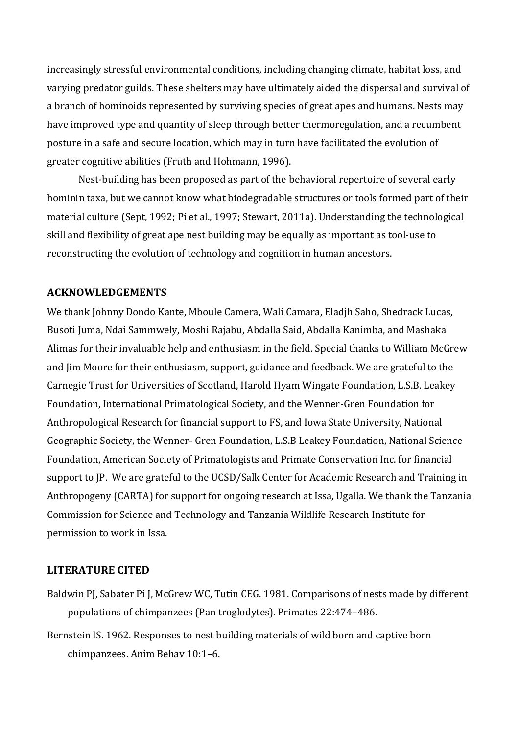increasingly stressful environmental conditions, including changing climate, habitat loss, and varying predator guilds. These shelters may have ultimately aided the dispersal and survival of a branch of hominoids represented by surviving species of great apes and humans. Nests may have improved type and quantity of sleep through better thermoregulation, and a recumbent posture in a safe and secure location, which may in turn have facilitated the evolution of greater cognitive abilities (Fruth and Hohmann, 1996).

Nest-building has been proposed as part of the behavioral repertoire of several early hominin taxa, but we cannot know what biodegradable structures or tools formed part of their material culture (Sept, 1992; Pi et al., 1997; Stewart, 2011a). Understanding the technological skill and flexibility of great ape nest building may be equally as important as tool-use to reconstructing the evolution of technology and cognition in human ancestors.

## ACKNOWLEDGEMENTS

We thank Johnny Dondo Kante, Mboule Camera, Wali Camara, Eladjh Saho, Shedrack Lucas, Busoti Juma, Ndai Sammwely, Moshi Rajabu, Abdalla Said, Abdalla Kanimba, and Mashaka Alimas for their invaluable help and enthusiasm in the field. Special thanks to William McGrew and Jim Moore for their enthusiasm, support, guidance and feedback. We are grateful to the Carnegie Trust for Universities of Scotland, Harold Hyam Wingate Foundation, L.S.B. Leakey Foundation, International Primatological Society, and the Wenner-Gren Foundation for Anthropological Research for financial support to FS, and Iowa State University, National Geographic Society, the Wenner- Gren Foundation, L.S.B Leakey Foundation, National Science Foundation, American Society of Primatologists and Primate Conservation Inc. for financial support to JP. We are grateful to the UCSD/Salk Center for Academic Research and Training in Anthropogeny (CARTA) for support for ongoing research at Issa, Ugalla. We thank the Tanzania Commission for Science and Technology and Tanzania Wildlife Research Institute for permission to work in Issa.

## LITERATURE CITED

Baldwin PJ, Sabater Pi J, McGrew WC, Tutin CEG. 1981. Comparisons of nests made by different populations of chimpanzees (Pan troglodytes). Primates 22:474–486.

Bernstein IS. 1962. Responses to nest building materials of wild born and captive born chimpanzees. Anim Behav 10:1–6.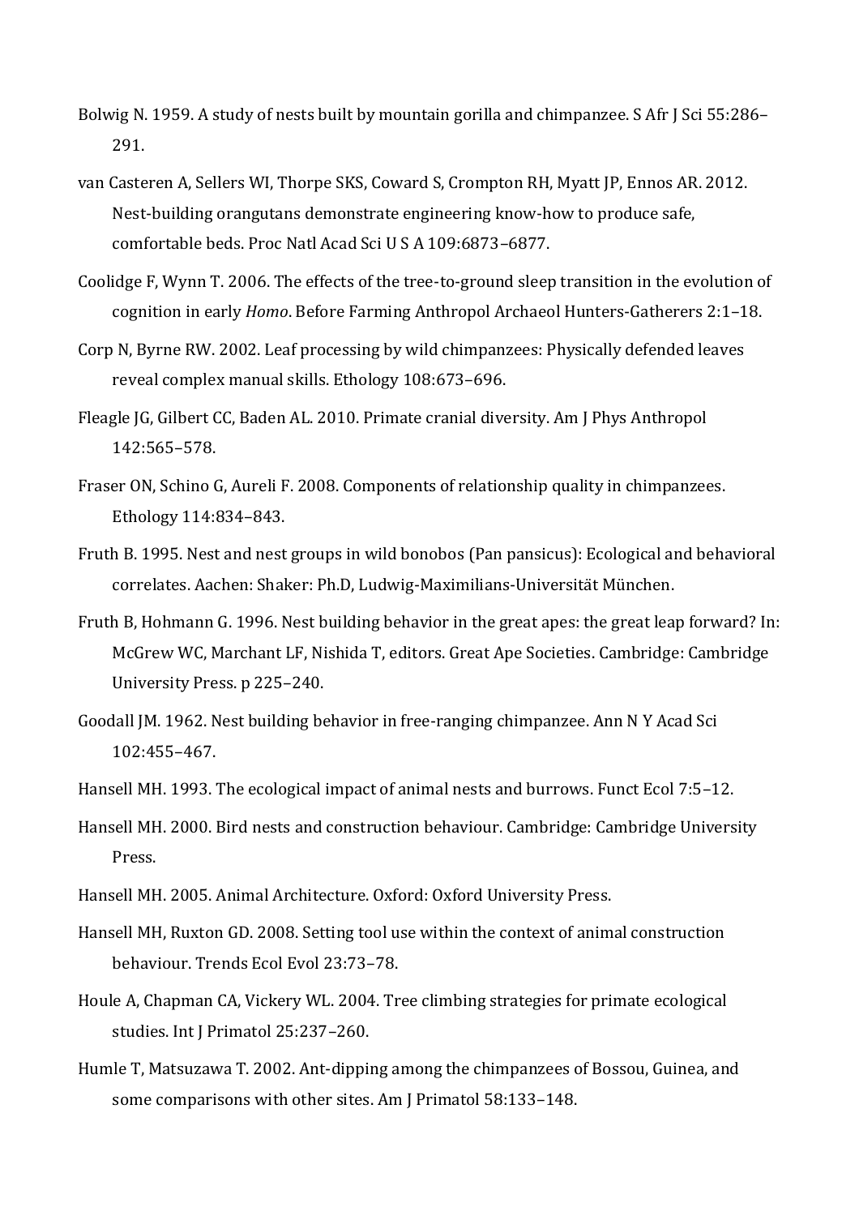Bolwig N. 1959. A study of nests built by mountain gorilla and chimpanzee. S Afr J Sci 55:286–291.

van Casteren A, Sellers WI, Thorpe SKS, Coward S, Crompton RH, Myatt JP, Ennos AR. 2012. Nest-building orangutans demonstrate engineering know-how to produce safe, comfortable beds. Proc Natl Acad Sci U S A 109:6873–6877.

Coolidge F, Wynn T. 2006. The effects of the tree-to-ground sleep transition in the evolution of cognition in early *Homo*. Before Farming Anthropol Archaeol Hunters-Gatherers 2:1–18.

Corp N, Byrne RW. 2002. Leaf processing by wild chimpanzees: Physically defended leaves reveal complex manual skills. Ethology 108:673–696.

Fleagle JG, Gilbert CC, Baden AL. 2010. Primate cranial diversity. Am J Phys Anthropol 142:565–578.

Fraser ON, Schino G, Aureli F. 2008. Components of relationship quality in chimpanzees. Ethology 114:834–843.

Fruth B. 1995. Nest and nest groups in wild bonobos (Pan pansicus): Ecological and behavioral correlates. Aachen: Shaker: Ph.D, Ludwig-Maximilians-Universität München.

Fruth B, Hohmann G. 1996. Nest building behavior in the great apes: the great leap forward? In: McGrew WC, Marchant LF, Nishida T, editors. Great Ape Societies. Cambridge: Cambridge University Press. p 225–240.

Goodall JM. 1962. Nest building behavior in free-ranging chimpanzee. Ann N Y Acad Sci 102:455–467.

Hansell MH. 1993. The ecological impact of animal nests and burrows. Funct Ecol 7:5–12.

Hansell MH. 2000. Bird nests and construction behaviour. Cambridge: Cambridge University Press.

Hansell MH. 2005. Animal Architecture. Oxford: Oxford University Press.

Hansell MH, Ruxton GD. 2008. Setting tool use within the context of animal construction behaviour. Trends Ecol Evol 23:73–78.

Houle A, Chapman CA, Vickery WL. 2004. Tree climbing strategies for primate ecological studies. Int J Primatol 25:237–260.

Humle T, Matsuzawa T. 2002. Ant-dipping among the chimpanzees of Bossou, Guinea, and some comparisons with other sites. Am J Primatol 58:133–148.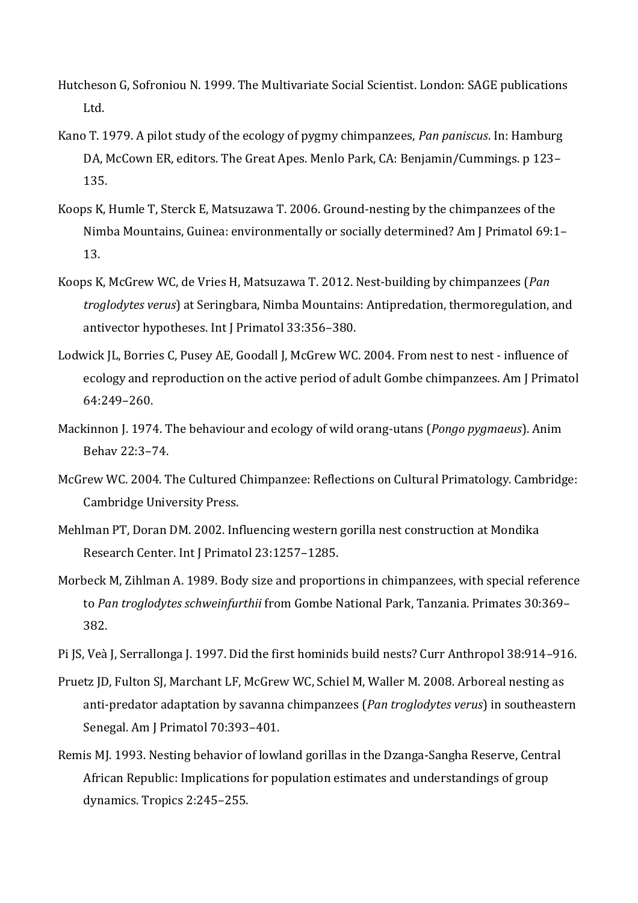Hutcheson G, Sofroniou N. 1999. The Multivariate Social Scientist. London: SAGE publications Ltd.

Kano T. 1979. A pilot study of the ecology of pygmy chimpanzees, *Pan paniscus*. In: Hamburg DA, McCown ER, editors. The Great Apes. Menlo Park, CA: Benjamin/Cummings. p 123–135.

Koops K, Humle T, Sterck E, Matsuzawa T. 2006. Ground-nesting by the chimpanzees of the Nimba Mountains, Guinea: environmentally or socially determined? Am J Primatol 69:1–13.

Koops K, McGrew WC, de Vries H, Matsuzawa T. 2012. Nest-building by chimpanzees (*Pan troglodytes verus*) at Seringbara, Nimba Mountains: Antipredation, thermoregulation, and antivector hypotheses. Int J Primatol 33:356–380.

Lodwick JL, Borries C, Pusey AE, Goodall J, McGrew WC. 2004. From nest to nest - influence of ecology and reproduction on the active period of adult Gombe chimpanzees. Am J Primatol 64:249–260.

Mackinnon J. 1974. The behaviour and ecology of wild orang-utans (*Pongo pygmaeus*). Anim Behav 22:3–74.

McGrew WC. 2004. The Cultured Chimpanzee: Reflections on Cultural Primatology. Cambridge: Cambridge University Press.

Mehlman PT, Doran DM. 2002. Influencing western gorilla nest construction at Mondika Research Center. Int J Primatol 23:1257–1285.

Morbeck M, Zihlman A. 1989. Body size and proportions in chimpanzees, with special reference to *Pan troglodytes schweinfurthii* from Gombe National Park, Tanzania. Primates 30:369–382.

Pi JS, Veà J, Serrallonga J. 1997. Did the first hominids build nests? Curr Anthropol 38:914–916.

Pruetz JD, Fulton SJ, Marchant LF, McGrew WC, Schiel M, Waller M. 2008. Arboreal nesting as anti-predator adaptation by savanna chimpanzees (*Pan troglodytes verus*) in southeastern Senegal. Am J Primatol 70:393–401.

Remis MJ. 1993. Nesting behavior of lowland gorillas in the Dzanga-Sangha Reserve, Central African Republic: Implications for population estimates and understandings of group dynamics. Tropics 2:245–255.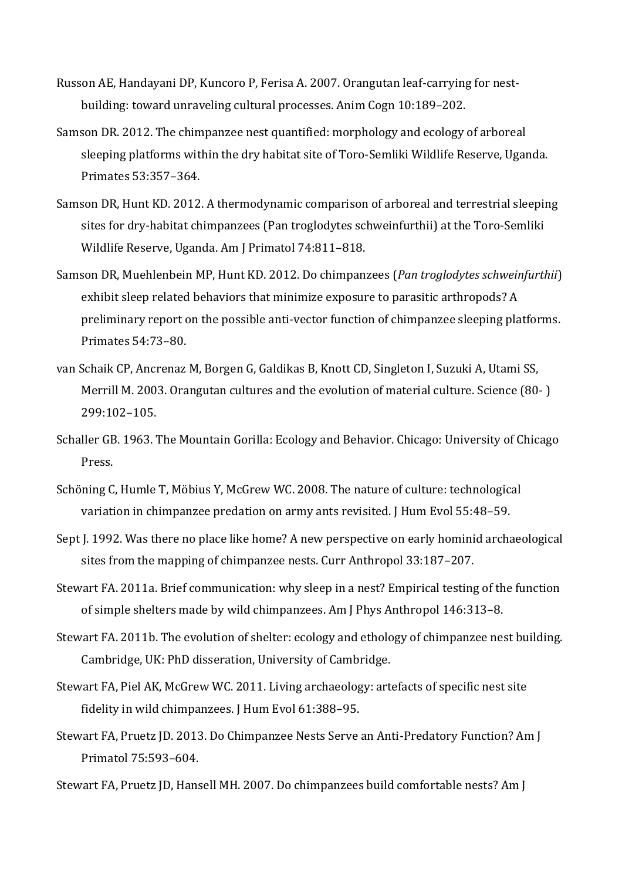Russon AE, Handayani DP, Kuncoro P, Ferisa A. 2007. Orangutan leaf-carrying for nest-building: toward unraveling cultural processes. Anim Cogn 10:189–202.

Samson DR. 2012. The chimpanzee nest quantified: morphology and ecology of arboreal sleeping platforms within the dry habitat site of Toro-Semliki Wildlife Reserve, Uganda. Primates 53:357–364.

Samson DR, Hunt KD. 2012. A thermodynamic comparison of arboreal and terrestrial sleeping sites for dry-habitat chimpanzees (Pan troglodytes schweinfurthii) at the Toro-Semliki Wildlife Reserve, Uganda. Am J Primatol 74:811–818.

Samson DR, Muehlenbein MP, Hunt KD. 2012. Do chimpanzees (*Pan troglodytes schweinfurthii*) exhibit sleep related behaviors that minimize exposure to parasitic arthropods? A preliminary report on the possible anti-vector function of chimpanzee sleeping platforms. Primates 54:73–80.

van Schaik CP, Ancrenaz M, Borgen G, Galdikas B, Knott CD, Singleton I, Suzuki A, Utami SS, Merrill M. 2003. Orangutan cultures and the evolution of material culture. Science (80- ) 299:102–105.

Schaller GB. 1963. The Mountain Gorilla: Ecology and Behavior. Chicago: University of Chicago Press.

Schöning C, Humle T, Möbius Y, McGrew WC. 2008. The nature of culture: technological variation in chimpanzee predation on army ants revisited. J Hum Evol 55:48–59.

Sept J. 1992. Was there no place like home? A new perspective on early hominid archaeological sites from the mapping of chimpanzee nests. Curr Anthropol 33:187–207.

Stewart FA. 2011a. Brief communication: why sleep in a nest? Empirical testing of the function of simple shelters made by wild chimpanzees. Am J Phys Anthropol 146:313–8.

Stewart FA. 2011b. The evolution of shelter: ecology and ethology of chimpanzee nest building. Cambridge, UK: PhD disseration, University of Cambridge.

Stewart FA, Piel AK, McGrew WC. 2011. Living archaeology: artefacts of specific nest site fidelity in wild chimpanzees. J Hum Evol 61:388–95.

Stewart FA, Pruetz JD. 2013. Do Chimpanzee Nests Serve an Anti-Predatory Function? Am J Primatol 75:593–604.

Stewart FA, Pruetz JD, Hansell MH. 2007. Do chimpanzees build comfortable nests? Am J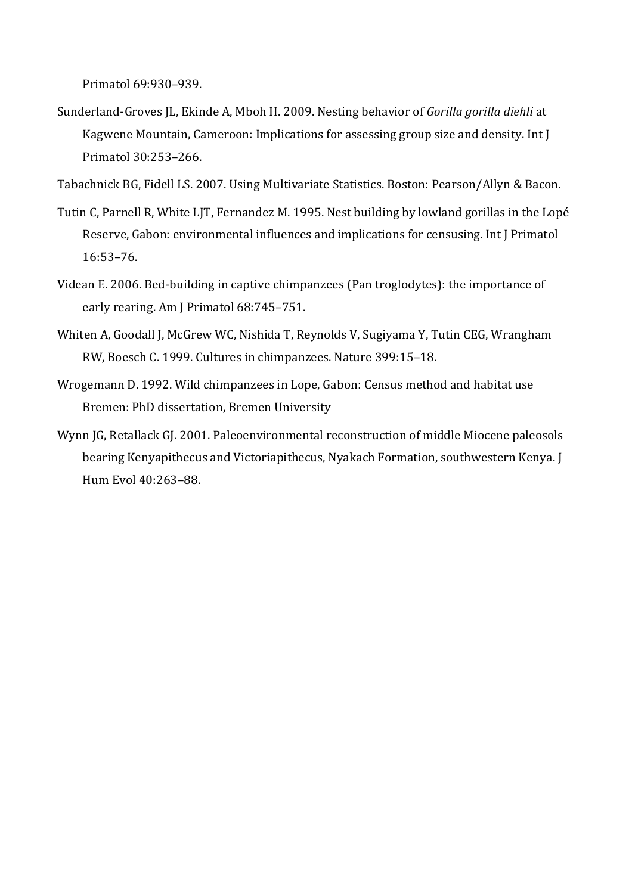Primatol 69:930–939.

Sunderland-Groves JL, Ekinde A, Mboh H. 2009. Nesting behavior of *Gorilla gorilla diehli* at Kagwene Mountain, Cameroon: Implications for assessing group size and density. Int J Primatol 30:253–266.

Tabachnick BG, Fidell LS. 2007. Using Multivariate Statistics. Boston: Pearson/Allyn & Bacon.

Tutin C, Parnell R, White LJT, Fernandez M. 1995. Nest building by lowland gorillas in the Lopé Reserve, Gabon: environmental influences and implications for censusing. Int J Primatol 16:53–76.

Videan E. 2006. Bed-building in captive chimpanzees (Pan troglodytes): the importance of early rearing. Am J Primatol 68:745–751.

Whiten A, Goodall J, McGrew WC, Nishida T, Reynolds V, Sugiyama Y, Tutin CEG, Wrangham RW, Boesch C. 1999. Cultures in chimpanzees. Nature 399:15–18.

Wrogemann D. 1992. Wild chimpanzees in Lope, Gabon: Census method and habitat use Bremen: PhD dissertation, Bremen University

Wynn JG, Retallack GJ. 2001. Paleoenvironmental reconstruction of middle Miocene paleosols bearing Kenyapithecus and Victoriapithecus, Nyakach Formation, southwestern Kenya. J Hum Evol 40:263–88.